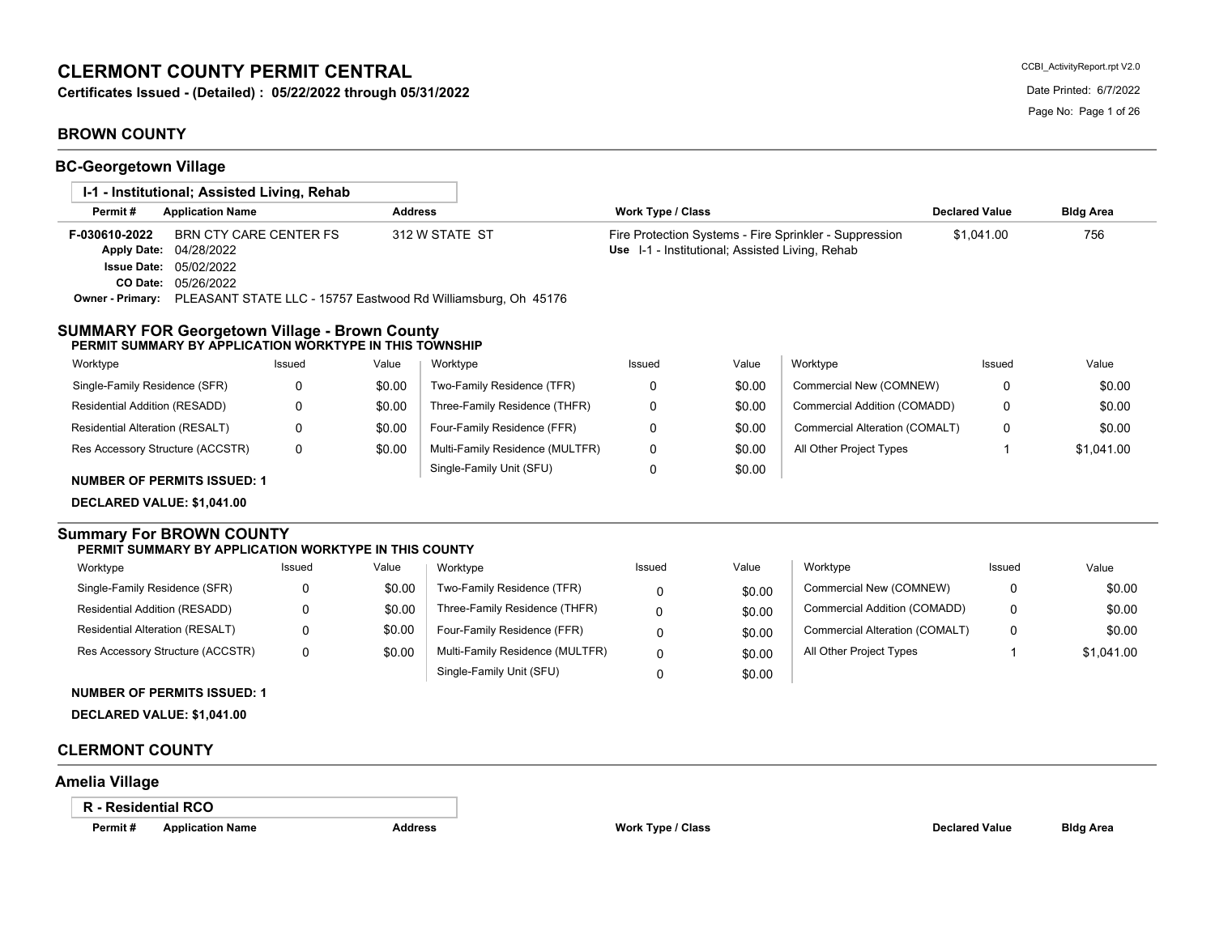# CLERMONT COUNTY PERMIT CENTRAL

**Certificates Issued - (Detailed) : 05/22/2022 through 05/31/2022**

CCBI_ActivityReport.rpt V2.0

Date Printed: 6/7/2022

## BROWN COUNTY

### BC-Georgetown Village

**I-1 - Institutional; Assisted Living, Rehab**

| Permit # | Application Name | Address | Work Type / Class | Declared Value | Bldg Area |
|---|---|---|---|---|---|
| F-030610-2022 | BRN CTY CARE CENTER FS | 312 W STATE ST | Fire Protection Systems - Fire Sprinkler - Suppression | $1,041.00 | 756 |
| Apply Date: | 04/28/2022 | | Use I-1 - Institutional; Assisted Living, Rehab | | |
| Issue Date: | 05/02/2022 | | | | |
| CO Date: | 05/26/2022 | | | | |
| Owner - Primary: | PLEASANT STATE LLC - 15757 Eastwood Rd Williamsburg, Oh 45176 | | | | |

### SUMMARY FOR Georgetown Village - Brown County

**PERMIT SUMMARY BY APPLICATION WORKTYPE IN THIS TOWNSHIP**

| Worktype | Issued | Value | Worktype | Issued | Value | Worktype | Issued | Value |
|---|---|---|---|---|---|---|---|---|
| Single-Family Residence (SFR) | 0 | $0.00 | Two-Family Residence (TFR) | 0 | $0.00 | Commercial New (COMNEW) | 0 | $0.00 |
| Residential Addition (RESADD) | 0 | $0.00 | Three-Family Residence (THFR) | 0 | $0.00 | Commercial Addition (COMADD) | 0 | $0.00 |
| Residential Alteration (RESALT) | 0 | $0.00 | Four-Family Residence (FFR) | 0 | $0.00 | Commercial Alteration (COMALT) | 0 | $0.00 |
| Res Accessory Structure (ACCSTR) | 0 | $0.00 | Multi-Family Residence (MULTFR) | 0 | $0.00 | All Other Project Types | 1 | $1,041.00 |
| | | | Single-Family Unit (SFU) | 0 | $0.00 | | | |

**NUMBER OF PERMITS ISSUED: 1**

**DECLARED VALUE: $1,041.00**

### Summary For BROWN COUNTY

**PERMIT SUMMARY BY APPLICATION WORKTYPE IN THIS COUNTY**

| Worktype | Issued | Value | Worktype | Issued | Value | Worktype | Issued | Value |
|---|---|---|---|---|---|---|---|---|
| Single-Family Residence (SFR) | 0 | $0.00 | Two-Family Residence (TFR) | 0 | $0.00 | Commercial New (COMNEW) | 0 | $0.00 |
| Residential Addition (RESADD) | 0 | $0.00 | Three-Family Residence (THFR) | 0 | $0.00 | Commercial Addition (COMADD) | 0 | $0.00 |
| Residential Alteration (RESALT) | 0 | $0.00 | Four-Family Residence (FFR) | 0 | $0.00 | Commercial Alteration (COMALT) | 0 | $0.00 |
| Res Accessory Structure (ACCSTR) | 0 | $0.00 | Multi-Family Residence (MULTFR) | 0 | $0.00 | All Other Project Types | 1 | $1,041.00 |
| | | | Single-Family Unit (SFU) | 0 | $0.00 | | | |

**NUMBER OF PERMITS ISSUED: 1**

**DECLARED VALUE: $1,041.00**

## CLERMONT COUNTY

### Amelia Village

**R - Residential RCO**

| Permit # | Application Name | Address | Work Type / Class | Declared Value | Bldg Area |
|---|---|---|---|---|---|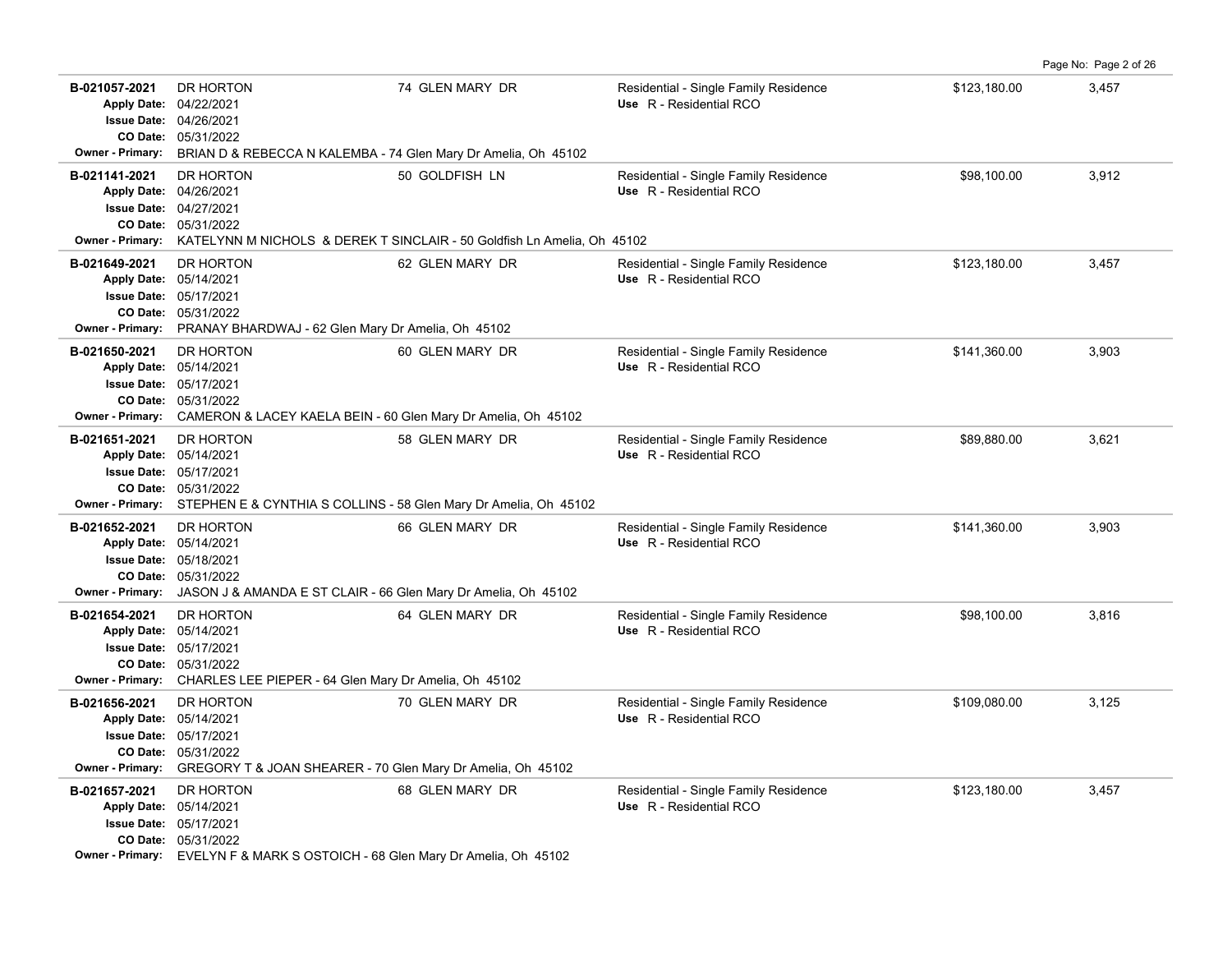| | | | | | |
|---|---|---|---|---|---|
| **B-021057-2021** | DR HORTON | 74 GLEN MARY DR | Residential - Single Family Residence | $123,180.00 | 3,457 |
| **Apply Date:** 04/22/2021 | | | Use R - Residential RCO | | |
| **Issue Date:** 04/26/2021 | | | | | |
| **CO Date:** 05/31/2022 | | | | | |
| **Owner - Primary:** BRIAN D & REBECCA N KALEMBA - 74 Glen Mary Dr Amelia, Oh 45102 | | | | | |
| **B-021141-2021** | DR HORTON | 50 GOLDFISH LN | Residential - Single Family Residence | $98,100.00 | 3,912 |
| **Apply Date:** 04/26/2021 | | | Use R - Residential RCO | | |
| **Issue Date:** 04/27/2021 | | | | | |
| **CO Date:** 05/31/2022 | | | | | |
| **Owner - Primary:** KATELYNN M NICHOLS & DEREK T SINCLAIR - 50 Goldfish Ln Amelia, Oh 45102 | | | | | |
| **B-021649-2021** | DR HORTON | 62 GLEN MARY DR | Residential - Single Family Residence | $123,180.00 | 3,457 |
| **Apply Date:** 05/14/2021 | | | Use R - Residential RCO | | |
| **Issue Date:** 05/17/2021 | | | | | |
| **CO Date:** 05/31/2022 | | | | | |
| **Owner - Primary:** PRANAY BHARDWAJ - 62 Glen Mary Dr Amelia, Oh 45102 | | | | | |
| **B-021650-2021** | DR HORTON | 60 GLEN MARY DR | Residential - Single Family Residence | $141,360.00 | 3,903 |
| **Apply Date:** 05/14/2021 | | | Use R - Residential RCO | | |
| **Issue Date:** 05/17/2021 | | | | | |
| **CO Date:** 05/31/2022 | | | | | |
| **Owner - Primary:** CAMERON & LACEY KAELA BEIN - 60 Glen Mary Dr Amelia, Oh 45102 | | | | | |
| **B-021651-2021** | DR HORTON | 58 GLEN MARY DR | Residential - Single Family Residence | $89,880.00 | 3,621 |
| **Apply Date:** 05/14/2021 | | | Use R - Residential RCO | | |
| **Issue Date:** 05/17/2021 | | | | | |
| **CO Date:** 05/31/2022 | | | | | |
| **Owner - Primary:** STEPHEN E & CYNTHIA S COLLINS - 58 Glen Mary Dr Amelia, Oh 45102 | | | | | |
| **B-021652-2021** | DR HORTON | 66 GLEN MARY DR | Residential - Single Family Residence | $141,360.00 | 3,903 |
| **Apply Date:** 05/14/2021 | | | Use R - Residential RCO | | |
| **Issue Date:** 05/18/2021 | | | | | |
| **CO Date:** 05/31/2022 | | | | | |
| **Owner - Primary:** JASON J & AMANDA E ST CLAIR - 66 Glen Mary Dr Amelia, Oh 45102 | | | | | |
| **B-021654-2021** | DR HORTON | 64 GLEN MARY DR | Residential - Single Family Residence | $98,100.00 | 3,816 |
| **Apply Date:** 05/14/2021 | | | Use R - Residential RCO | | |
| **Issue Date:** 05/17/2021 | | | | | |
| **CO Date:** 05/31/2022 | | | | | |
| **Owner - Primary:** CHARLES LEE PIEPER - 64 Glen Mary Dr Amelia, Oh 45102 | | | | | |
| **B-021656-2021** | DR HORTON | 70 GLEN MARY DR | Residential - Single Family Residence | $109,080.00 | 3,125 |
| **Apply Date:** 05/14/2021 | | | Use R - Residential RCO | | |
| **Issue Date:** 05/17/2021 | | | | | |
| **CO Date:** 05/31/2022 | | | | | |
| **Owner - Primary:** GREGORY T & JOAN SHEARER - 70 Glen Mary Dr Amelia, Oh 45102 | | | | | |
| **B-021657-2021** | DR HORTON | 68 GLEN MARY DR | Residential - Single Family Residence | $123,180.00 | 3,457 |
| **Apply Date:** 05/14/2021 | | | Use R - Residential RCO | | |
| **Issue Date:** 05/17/2021 | | | | | |
| **CO Date:** 05/31/2022 | | | | | |
| **Owner - Primary:** EVELYN F & MARK S OSTOICH - 68 Glen Mary Dr Amelia, Oh 45102 | | | | | |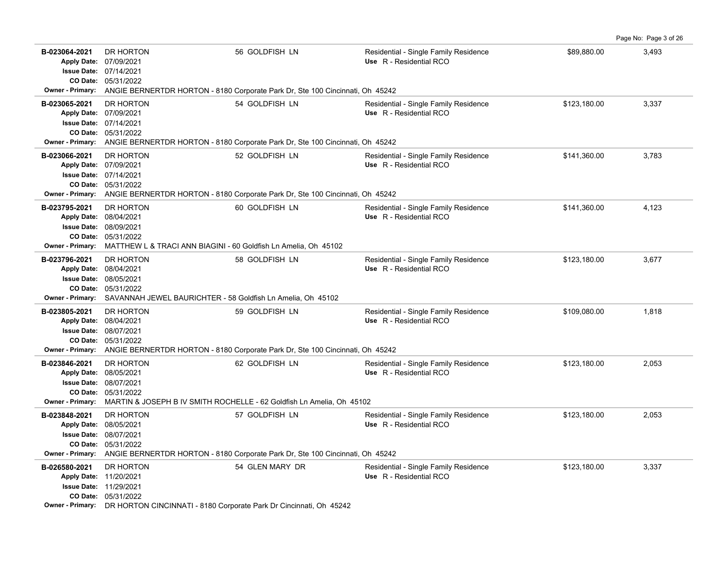| Permit | Contractor / Dates | Address | Type | Valuation | Sq Ft |
|---|---|---|---|---|---|
| B-023064-2021 | DR HORTON<br>Apply Date: 07/09/2021<br>Issue Date: 07/14/2021<br>CO Date: 05/31/2022 | 56 GOLDFISH LN | Residential - Single Family Residence<br>Use R - Residential RCO | $89,880.00 | 3,493 |
| Owner - Primary: | ANGIE BERNERTDR HORTON - 8180 Corporate Park Dr, Ste 100 Cincinnati, Oh 45242 | | | | |
| B-023065-2021 | DR HORTON<br>Apply Date: 07/09/2021<br>Issue Date: 07/14/2021<br>CO Date: 05/31/2022 | 54 GOLDFISH LN | Residential - Single Family Residence<br>Use R - Residential RCO | $123,180.00 | 3,337 |
| Owner - Primary: | ANGIE BERNERTDR HORTON - 8180 Corporate Park Dr, Ste 100 Cincinnati, Oh 45242 | | | | |
| B-023066-2021 | DR HORTON<br>Apply Date: 07/09/2021<br>Issue Date: 07/14/2021<br>CO Date: 05/31/2022 | 52 GOLDFISH LN | Residential - Single Family Residence<br>Use R - Residential RCO | $141,360.00 | 3,783 |
| Owner - Primary: | ANGIE BERNERTDR HORTON - 8180 Corporate Park Dr, Ste 100 Cincinnati, Oh 45242 | | | | |
| B-023795-2021 | DR HORTON<br>Apply Date: 08/04/2021<br>Issue Date: 08/09/2021<br>CO Date: 05/31/2022 | 60 GOLDFISH LN | Residential - Single Family Residence<br>Use R - Residential RCO | $141,360.00 | 4,123 |
| Owner - Primary: | MATTHEW L & TRACI ANN BIAGINI - 60 Goldfish Ln Amelia, Oh 45102 | | | | |
| B-023796-2021 | DR HORTON<br>Apply Date: 08/04/2021<br>Issue Date: 08/05/2021<br>CO Date: 05/31/2022 | 58 GOLDFISH LN | Residential - Single Family Residence<br>Use R - Residential RCO | $123,180.00 | 3,677 |
| Owner - Primary: | SAVANNAH JEWEL BAURICHTER - 58 Goldfish Ln Amelia, Oh 45102 | | | | |
| B-023805-2021 | DR HORTON<br>Apply Date: 08/04/2021<br>Issue Date: 08/07/2021<br>CO Date: 05/31/2022 | 59 GOLDFISH LN | Residential - Single Family Residence<br>Use R - Residential RCO | $109,080.00 | 1,818 |
| Owner - Primary: | ANGIE BERNERTDR HORTON - 8180 Corporate Park Dr, Ste 100 Cincinnati, Oh 45242 | | | | |
| B-023846-2021 | DR HORTON<br>Apply Date: 08/05/2021<br>Issue Date: 08/07/2021<br>CO Date: 05/31/2022 | 62 GOLDFISH LN | Residential - Single Family Residence<br>Use R - Residential RCO | $123,180.00 | 2,053 |
| Owner - Primary: | MARTIN & JOSEPH B IV SMITH ROCHELLE - 62 Goldfish Ln Amelia, Oh 45102 | | | | |
| B-023848-2021 | DR HORTON<br>Apply Date: 08/05/2021<br>Issue Date: 08/07/2021<br>CO Date: 05/31/2022 | 57 GOLDFISH LN | Residential - Single Family Residence<br>Use R - Residential RCO | $123,180.00 | 2,053 |
| Owner - Primary: | ANGIE BERNERTDR HORTON - 8180 Corporate Park Dr, Ste 100 Cincinnati, Oh 45242 | | | | |
| B-026580-2021 | DR HORTON<br>Apply Date: 11/20/2021<br>Issue Date: 11/29/2021<br>CO Date: 05/31/2022 | 54 GLEN MARY DR | Residential - Single Family Residence<br>Use R - Residential RCO | $123,180.00 | 3,337 |
| Owner - Primary: | DR HORTON CINCINNATI - 8180 Corporate Park Dr Cincinnati, Oh 45242 | | | | |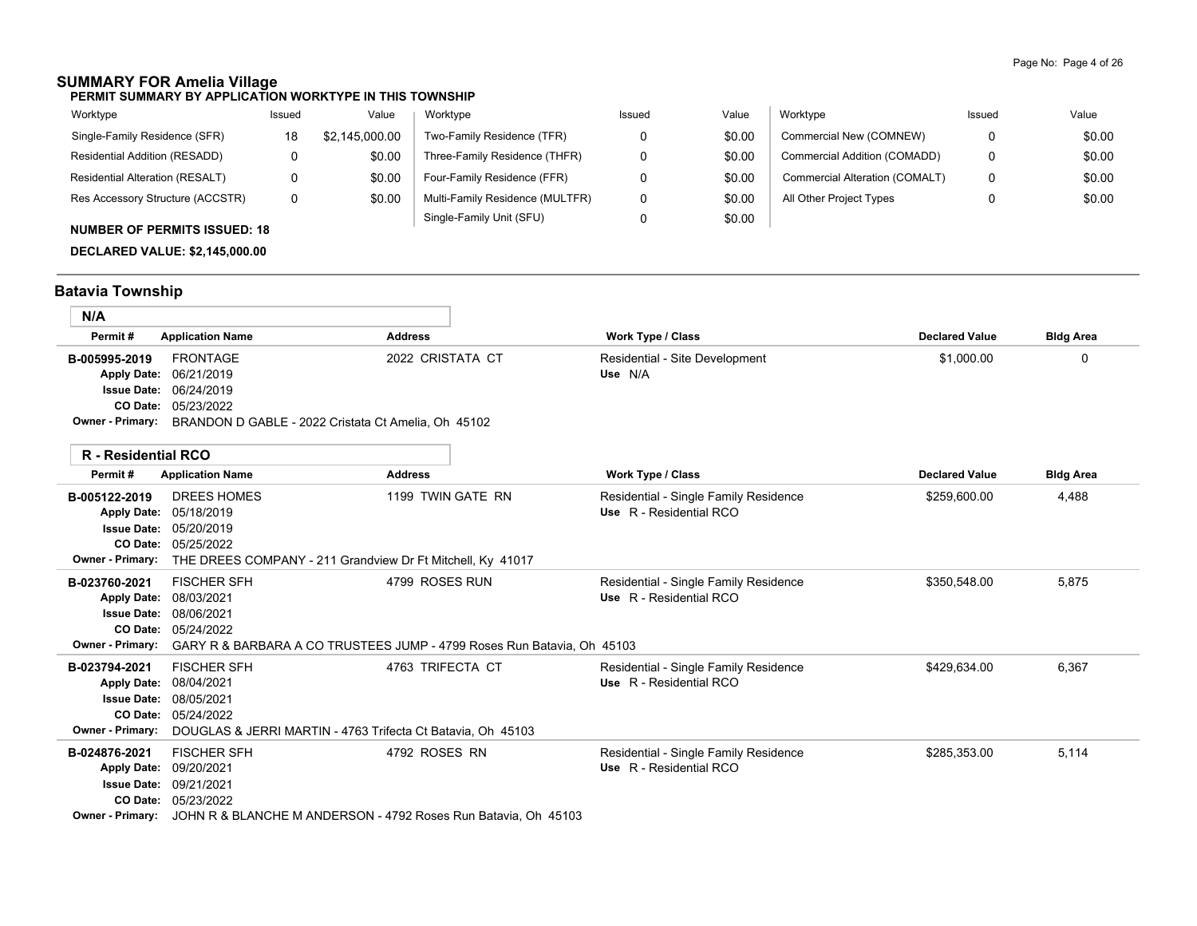## SUMMARY FOR Amelia Village

**PERMIT SUMMARY BY APPLICATION WORKTYPE IN THIS TOWNSHIP**

| Worktype | Issued | Value | Worktype | Issued | Value | Worktype | Issued | Value |
|---|---|---|---|---|---|---|---|---|
| Single-Family Residence (SFR) | 18 | $2,145,000.00 | Two-Family Residence (TFR) | 0 | $0.00 | Commercial New (COMNEW) | 0 | $0.00 |
| Residential Addition (RESADD) | 0 | $0.00 | Three-Family Residence (THFR) | 0 | $0.00 | Commercial Addition (COMADD) | 0 | $0.00 |
| Residential Alteration (RESALT) | 0 | $0.00 | Four-Family Residence (FFR) | 0 | $0.00 | Commercial Alteration (COMALT) | 0 | $0.00 |
| Res Accessory Structure (ACCSTR) | 0 | $0.00 | Multi-Family Residence (MULTFR) | 0 | $0.00 | All Other Project Types | 0 | $0.00 |
| | | | Single-Family Unit (SFU) | 0 | $0.00 | | | |

**NUMBER OF PERMITS ISSUED: 18**

**DECLARED VALUE: $2,145,000.00**

## Batavia Township

### N/A

| Permit # | Application Name | Address | Work Type / Class | Declared Value | Bldg Area |
|---|---|---|---|---|---|
| B-005995-2019 | FRONTAGE | 2022 CRISTATA CT | Residential - Site Development<br>Use N/A | $1,000.00 | 0 |
| Apply Date: | 06/21/2019 | | | | |
| Issue Date: | 06/24/2019 | | | | |
| CO Date: | 05/23/2022 | | | | |
| Owner - Primary: | BRANDON D GABLE - 2022 Cristata Ct Amelia, Oh 45102 | | | | |

### R - Residential RCO

| Permit # | Application Name | Address | Work Type / Class | Declared Value | Bldg Area |
|---|---|---|---|---|---|
| B-005122-2019 | DREES HOMES | 1199 TWIN GATE RN | Residential - Single Family Residence<br>Use R - Residential RCO | $259,600.00 | 4,488 |
| Apply Date: | 05/18/2019 | | | | |
| Issue Date: | 05/20/2019 | | | | |
| CO Date: | 05/25/2022 | | | | |
| Owner - Primary: | THE DREES COMPANY - 211 Grandview Dr Ft Mitchell, Ky 41017 | | | | |
| B-023760-2021 | FISCHER SFH | 4799 ROSES RUN | Residential - Single Family Residence<br>Use R - Residential RCO | $350,548.00 | 5,875 |
| Apply Date: | 08/03/2021 | | | | |
| Issue Date: | 08/06/2021 | | | | |
| CO Date: | 05/24/2022 | | | | |
| Owner - Primary: | GARY R & BARBARA A CO TRUSTEES JUMP - 4799 Roses Run Batavia, Oh 45103 | | | | |
| B-023794-2021 | FISCHER SFH | 4763 TRIFECTA CT | Residential - Single Family Residence<br>Use R - Residential RCO | $429,634.00 | 6,367 |
| Apply Date: | 08/04/2021 | | | | |
| Issue Date: | 08/05/2021 | | | | |
| CO Date: | 05/24/2022 | | | | |
| Owner - Primary: | DOUGLAS & JERRI MARTIN - 4763 Trifecta Ct Batavia, Oh 45103 | | | | |
| B-024876-2021 | FISCHER SFH | 4792 ROSES RN | Residential - Single Family Residence<br>Use R - Residential RCO | $285,353.00 | 5,114 |
| Apply Date: | 09/20/2021 | | | | |
| Issue Date: | 09/21/2021 | | | | |
| CO Date: | 05/23/2022 | | | | |
| Owner - Primary: | JOHN R & BLANCHE M ANDERSON - 4792 Roses Run Batavia, Oh 45103 | | | | |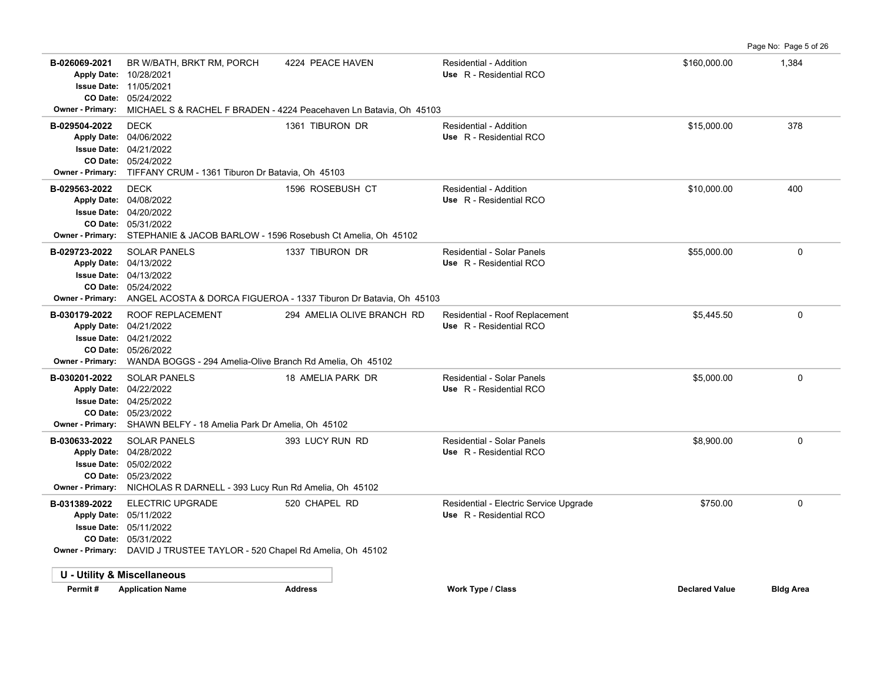| | | | | | |
|---|---|---|---|---|---|
| **B-026069-2021** | BR W/BATH, BRKT RM, PORCH | 4224 PEACE HAVEN | Residential - Addition | $160,000.00 | 1,384 |
| **Apply Date:** 10/28/2021 | | | Use R - Residential RCO | | |
| **Issue Date:** 11/05/2021 | | | | | |
| **CO Date:** 05/24/2022 | | | | | |
| **Owner - Primary:** MICHAEL S & RACHEL F BRADEN - 4224 Peacehaven Ln Batavia, Oh 45103 | | | | | |
| **B-029504-2022** | DECK | 1361 TIBURON DR | Residential - Addition | $15,000.00 | 378 |
| **Apply Date:** 04/06/2022 | | | Use R - Residential RCO | | |
| **Issue Date:** 04/21/2022 | | | | | |
| **CO Date:** 05/24/2022 | | | | | |
| **Owner - Primary:** TIFFANY CRUM - 1361 Tiburon Dr Batavia, Oh 45103 | | | | | |
| **B-029563-2022** | DECK | 1596 ROSEBUSH CT | Residential - Addition | $10,000.00 | 400 |
| **Apply Date:** 04/08/2022 | | | Use R - Residential RCO | | |
| **Issue Date:** 04/20/2022 | | | | | |
| **CO Date:** 05/31/2022 | | | | | |
| **Owner - Primary:** STEPHANIE & JACOB BARLOW - 1596 Rosebush Ct Amelia, Oh 45102 | | | | | |
| **B-029723-2022** | SOLAR PANELS | 1337 TIBURON DR | Residential - Solar Panels | $55,000.00 | 0 |
| **Apply Date:** 04/13/2022 | | | Use R - Residential RCO | | |
| **Issue Date:** 04/13/2022 | | | | | |
| **CO Date:** 05/24/2022 | | | | | |
| **Owner - Primary:** ANGEL ACOSTA & DORCA FIGUEROA - 1337 Tiburon Dr Batavia, Oh 45103 | | | | | |
| **B-030179-2022** | ROOF REPLACEMENT | 294 AMELIA OLIVE BRANCH RD | Residential - Roof Replacement | $5,445.50 | 0 |
| **Apply Date:** 04/21/2022 | | | Use R - Residential RCO | | |
| **Issue Date:** 04/21/2022 | | | | | |
| **CO Date:** 05/26/2022 | | | | | |
| **Owner - Primary:** WANDA BOGGS - 294 Amelia-Olive Branch Rd Amelia, Oh 45102 | | | | | |
| **B-030201-2022** | SOLAR PANELS | 18 AMELIA PARK DR | Residential - Solar Panels | $5,000.00 | 0 |
| **Apply Date:** 04/22/2022 | | | Use R - Residential RCO | | |
| **Issue Date:** 04/25/2022 | | | | | |
| **CO Date:** 05/23/2022 | | | | | |
| **Owner - Primary:** SHAWN BELFY - 18 Amelia Park Dr Amelia, Oh 45102 | | | | | |
| **B-030633-2022** | SOLAR PANELS | 393 LUCY RUN RD | Residential - Solar Panels | $8,900.00 | 0 |
| **Apply Date:** 04/28/2022 | | | Use R - Residential RCO | | |
| **Issue Date:** 05/02/2022 | | | | | |
| **CO Date:** 05/23/2022 | | | | | |
| **Owner - Primary:** NICHOLAS R DARNELL - 393 Lucy Run Rd Amelia, Oh 45102 | | | | | |
| **B-031389-2022** | ELECTRIC UPGRADE | 520 CHAPEL RD | Residential - Electric Service Upgrade | $750.00 | 0 |
| **Apply Date:** 05/11/2022 | | | Use R - Residential RCO | | |
| **Issue Date:** 05/11/2022 | | | | | |
| **CO Date:** 05/31/2022 | | | | | |
| **Owner - Primary:** DAVID J TRUSTEE TAYLOR - 520 Chapel Rd Amelia, Oh 45102 | | | | | |

**U - Utility & Miscellaneous**

| Permit # | Application Name | Address | Work Type / Class | Declared Value | Bldg Area |
|---|---|---|---|---|---|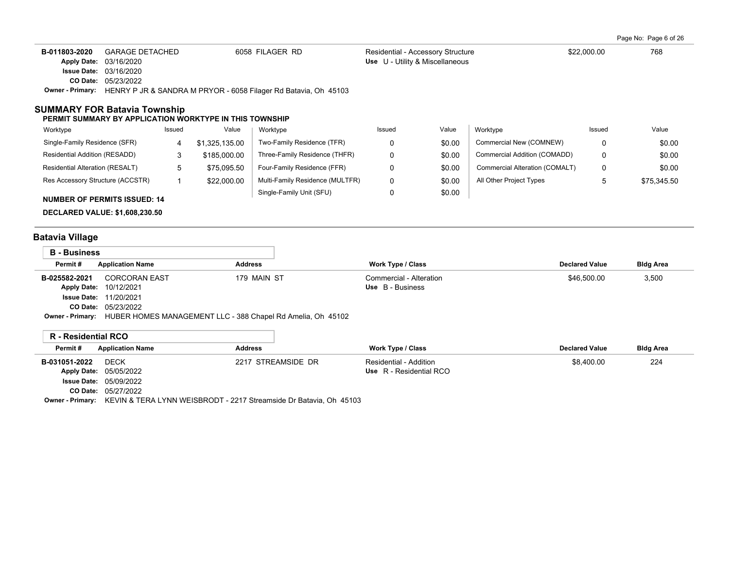| Permit # | Application Name | Address | Work Type / Class | Declared Value | Bldg Area |
|---|---|---|---|---|---|
| B-011803-2020 | GARAGE DETACHED | 6058 FILAGER RD | Residential - Accessory Structure | $22,000.00 | 768 |

**Apply Date:** 03/16/2020
**Issue Date:** 03/16/2020
**CO Date:** 05/23/2022
**Use** U - Utility & Miscellaneous
**Owner - Primary:** HENRY P JR & SANDRA M PRYOR - 6058 Filager Rd Batavia, Oh 45103

## SUMMARY FOR Batavia Township

**PERMIT SUMMARY BY APPLICATION WORKTYPE IN THIS TOWNSHIP**

| Worktype | Issued | Value | Worktype | Issued | Value | Worktype | Issued | Value |
|---|---|---|---|---|---|---|---|---|
| Single-Family Residence (SFR) | 4 | $1,325,135.00 | Two-Family Residence (TFR) | 0 | $0.00 | Commercial New (COMNEW) | 0 | $0.00 |
| Residential Addition (RESADD) | 3 | $185,000.00 | Three-Family Residence (THFR) | 0 | $0.00 | Commercial Addition (COMADD) | 0 | $0.00 |
| Residential Alteration (RESALT) | 5 | $75,095.50 | Four-Family Residence (FFR) | 0 | $0.00 | Commercial Alteration (COMALT) | 0 | $0.00 |
| Res Accessory Structure (ACCSTR) | 1 | $22,000.00 | Multi-Family Residence (MULTFR) | 0 | $0.00 | All Other Project Types | 5 | $75,345.50 |
| | | | Single-Family Unit (SFU) | 0 | $0.00 | | | |

**NUMBER OF PERMITS ISSUED: 14**

**DECLARED VALUE: $1,608,230.50**

## Batavia Village

### B - Business

| Permit # | Application Name | Address | Work Type / Class | Declared Value | Bldg Area |
|---|---|---|---|---|---|
| B-025582-2021 | CORCORAN EAST | 179 MAIN ST | Commercial - Alteration | $46,500.00 | 3,500 |

**Apply Date:** 10/12/2021
**Issue Date:** 11/20/2021
**CO Date:** 05/23/2022
**Use** B - Business
**Owner - Primary:** HUBER HOMES MANAGEMENT LLC - 388 Chapel Rd Amelia, Oh 45102

### R - Residential RCO

| Permit # | Application Name | Address | Work Type / Class | Declared Value | Bldg Area |
|---|---|---|---|---|---|
| B-031051-2022 | DECK | 2217 STREAMSIDE DR | Residential - Addition | $8,400.00 | 224 |

**Apply Date:** 05/05/2022
**Issue Date:** 05/09/2022
**CO Date:** 05/27/2022
**Use** R - Residential RCO
**Owner - Primary:** KEVIN & TERA LYNN WEISBRODT - 2217 Streamside Dr Batavia, Oh 45103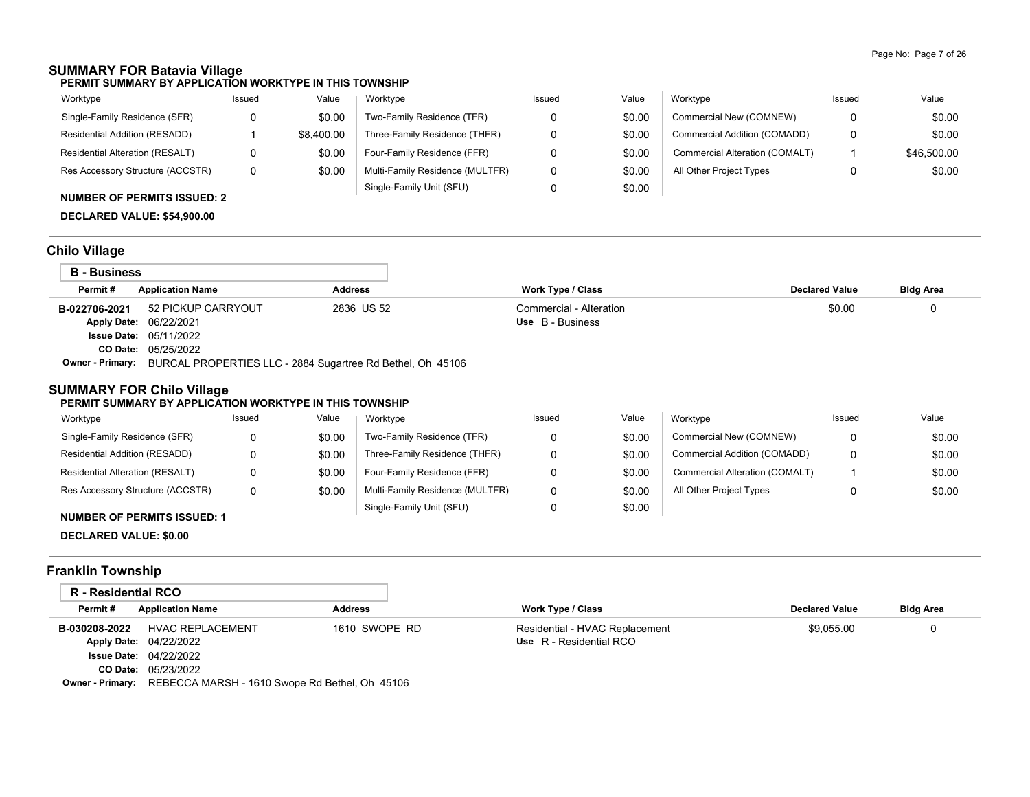## SUMMARY FOR Batavia Village

**PERMIT SUMMARY BY APPLICATION WORKTYPE IN THIS TOWNSHIP**

| Worktype | Issued | Value | Worktype | Issued | Value | Worktype | Issued | Value |
|---|---|---|---|---|---|---|---|---|
| Single-Family Residence (SFR) | 0 | $0.00 | Two-Family Residence (TFR) | 0 | $0.00 | Commercial New (COMNEW) | 0 | $0.00 |
| Residential Addition (RESADD) | 1 | $8,400.00 | Three-Family Residence (THFR) | 0 | $0.00 | Commercial Addition (COMADD) | 0 | $0.00 |
| Residential Alteration (RESALT) | 0 | $0.00 | Four-Family Residence (FFR) | 0 | $0.00 | Commercial Alteration (COMALT) | 1 | $46,500.00 |
| Res Accessory Structure (ACCSTR) | 0 | $0.00 | Multi-Family Residence (MULTFR) | 0 | $0.00 | All Other Project Types | 0 | $0.00 |
| | | | Single-Family Unit (SFU) | 0 | $0.00 | | | |

**NUMBER OF PERMITS ISSUED: 2**

**DECLARED VALUE: $54,900.00**

## Chilo Village

### B - Business

| Permit # | Application Name | Address | Work Type / Class | Declared Value | Bldg Area |
|---|---|---|---|---|---|
| B-022706-2021 | 52 PICKUP CARRYOUT | 2836 US 52 | Commercial - Alteration | $0.00 | 0 |
| Apply Date: | 06/22/2021 | | Use B - Business | | |
| Issue Date: | 05/11/2022 | | | | |
| CO Date: | 05/25/2022 | | | | |
| Owner - Primary: | BURCAL PROPERTIES LLC - 2884 Sugartree Rd Bethel, Oh 45106 | | | | |

## SUMMARY FOR Chilo Village

**PERMIT SUMMARY BY APPLICATION WORKTYPE IN THIS TOWNSHIP**

| Worktype | Issued | Value | Worktype | Issued | Value | Worktype | Issued | Value |
|---|---|---|---|---|---|---|---|---|
| Single-Family Residence (SFR) | 0 | $0.00 | Two-Family Residence (TFR) | 0 | $0.00 | Commercial New (COMNEW) | 0 | $0.00 |
| Residential Addition (RESADD) | 0 | $0.00 | Three-Family Residence (THFR) | 0 | $0.00 | Commercial Addition (COMADD) | 0 | $0.00 |
| Residential Alteration (RESALT) | 0 | $0.00 | Four-Family Residence (FFR) | 0 | $0.00 | Commercial Alteration (COMALT) | 1 | $0.00 |
| Res Accessory Structure (ACCSTR) | 0 | $0.00 | Multi-Family Residence (MULTFR) | 0 | $0.00 | All Other Project Types | 0 | $0.00 |
| | | | Single-Family Unit (SFU) | 0 | $0.00 | | | |

**NUMBER OF PERMITS ISSUED: 1**

**DECLARED VALUE: $0.00**

## Franklin Township

### R - Residential RCO

| Permit # | Application Name | Address | Work Type / Class | Declared Value | Bldg Area |
|---|---|---|---|---|---|
| B-030208-2022 | HVAC REPLACEMENT | 1610 SWOPE RD | Residential - HVAC Replacement | $9,055.00 | 0 |
| Apply Date: | 04/22/2022 | | Use R - Residential RCO | | |
| Issue Date: | 04/22/2022 | | | | |
| CO Date: | 05/23/2022 | | | | |
| Owner - Primary: | REBECCA MARSH - 1610 Swope Rd Bethel, Oh 45106 | | | | |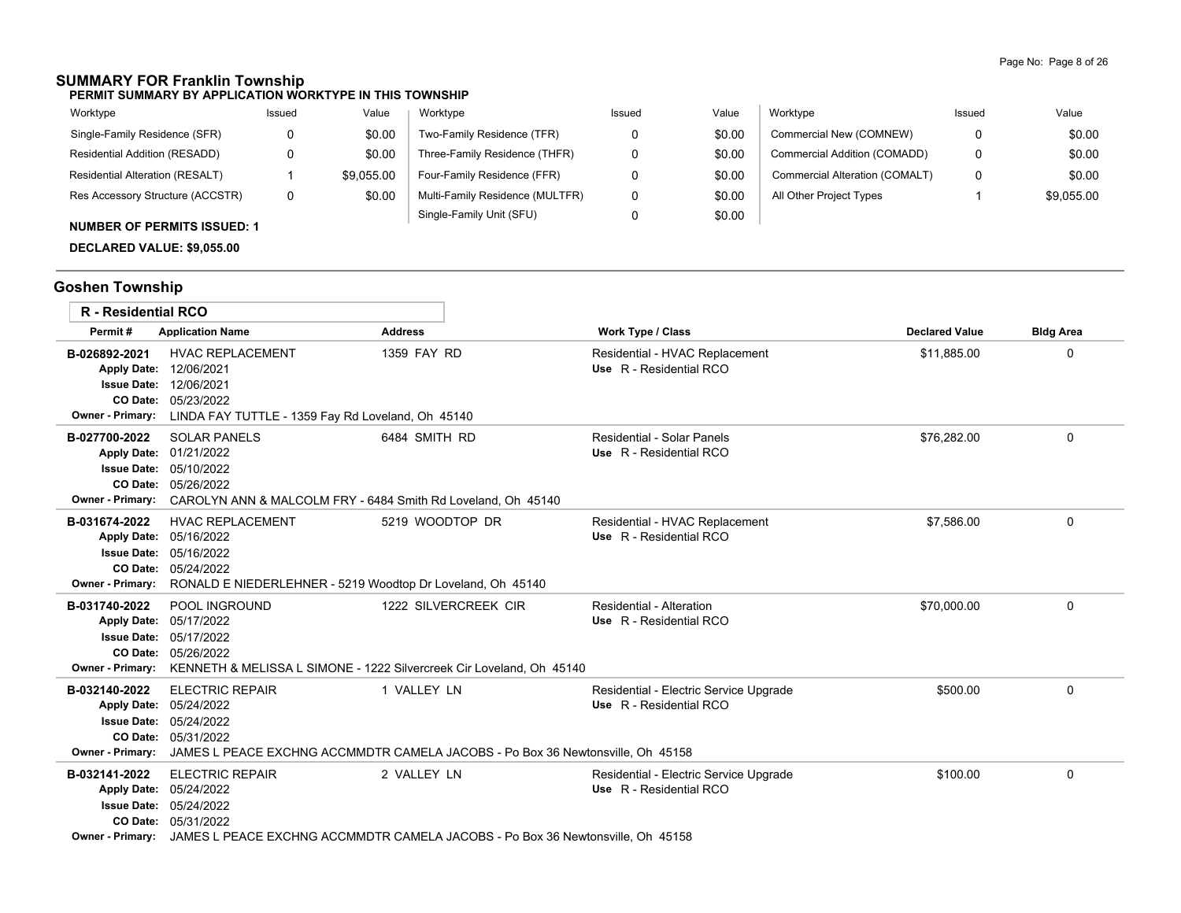## SUMMARY FOR Franklin Township

**PERMIT SUMMARY BY APPLICATION WORKTYPE IN THIS TOWNSHIP**

| Worktype | Issued | Value | Worktype | Issued | Value | Worktype | Issued | Value |
|---|---|---|---|---|---|---|---|---|
| Single-Family Residence (SFR) | 0 | $0.00 | Two-Family Residence (TFR) | 0 | $0.00 | Commercial New (COMNEW) | 0 | $0.00 |
| Residential Addition (RESADD) | 0 | $0.00 | Three-Family Residence (THFR) | 0 | $0.00 | Commercial Addition (COMADD) | 0 | $0.00 |
| Residential Alteration (RESALT) | 1 | $9,055.00 | Four-Family Residence (FFR) | 0 | $0.00 | Commercial Alteration (COMALT) | 0 | $0.00 |
| Res Accessory Structure (ACCSTR) | 0 | $0.00 | Multi-Family Residence (MULTFR) | 0 | $0.00 | All Other Project Types | 1 | $9,055.00 |
| | | | Single-Family Unit (SFU) | 0 | $0.00 | | | |

**NUMBER OF PERMITS ISSUED: 1**

**DECLARED VALUE: $9,055.00**

## Goshen Township

**R - Residential RCO**

| Permit # | Application Name | Address | Work Type / Class | Declared Value | Bldg Area |
|---|---|---|---|---|---|
| B-026892-2021<br>Apply Date: 12/06/2021<br>Issue Date: 12/06/2021<br>CO Date: 05/23/2022<br>Owner - Primary: LINDA FAY TUTTLE - 1359 Fay Rd Loveland, Oh 45140 | HVAC REPLACEMENT | 1359 FAY RD | Residential - HVAC Replacement<br>Use R - Residential RCO | $11,885.00 | 0 |
| B-027700-2022<br>Apply Date: 01/21/2022<br>Issue Date: 05/10/2022<br>CO Date: 05/26/2022<br>Owner - Primary: CAROLYN ANN & MALCOLM FRY - 6484 Smith Rd Loveland, Oh 45140 | SOLAR PANELS | 6484 SMITH RD | Residential - Solar Panels<br>Use R - Residential RCO | $76,282.00 | 0 |
| B-031674-2022<br>Apply Date: 05/16/2022<br>Issue Date: 05/16/2022<br>CO Date: 05/24/2022<br>Owner - Primary: RONALD E NIEDERLEHNER - 5219 Woodtop Dr Loveland, Oh 45140 | HVAC REPLACEMENT | 5219 WOODTOP DR | Residential - HVAC Replacement<br>Use R - Residential RCO | $7,586.00 | 0 |
| B-031740-2022<br>Apply Date: 05/17/2022<br>Issue Date: 05/17/2022<br>CO Date: 05/26/2022<br>Owner - Primary: KENNETH & MELISSA L SIMONE - 1222 Silvercreek Cir Loveland, Oh 45140 | POOL INGROUND | 1222 SILVERCREEK CIR | Residential - Alteration<br>Use R - Residential RCO | $70,000.00 | 0 |
| B-032140-2022<br>Apply Date: 05/24/2022<br>Issue Date: 05/24/2022<br>CO Date: 05/31/2022<br>Owner - Primary: JAMES L PEACE EXCHNG ACCMMDTR CAMELA JACOBS - Po Box 36 Newtonsville, Oh 45158 | ELECTRIC REPAIR | 1 VALLEY LN | Residential - Electric Service Upgrade<br>Use R - Residential RCO | $500.00 | 0 |
| B-032141-2022<br>Apply Date: 05/24/2022<br>Issue Date: 05/24/2022<br>CO Date: 05/31/2022<br>Owner - Primary: JAMES L PEACE EXCHNG ACCMMDTR CAMELA JACOBS - Po Box 36 Newtonsville, Oh 45158 | ELECTRIC REPAIR | 2 VALLEY LN | Residential - Electric Service Upgrade<br>Use R - Residential RCO | $100.00 | 0 |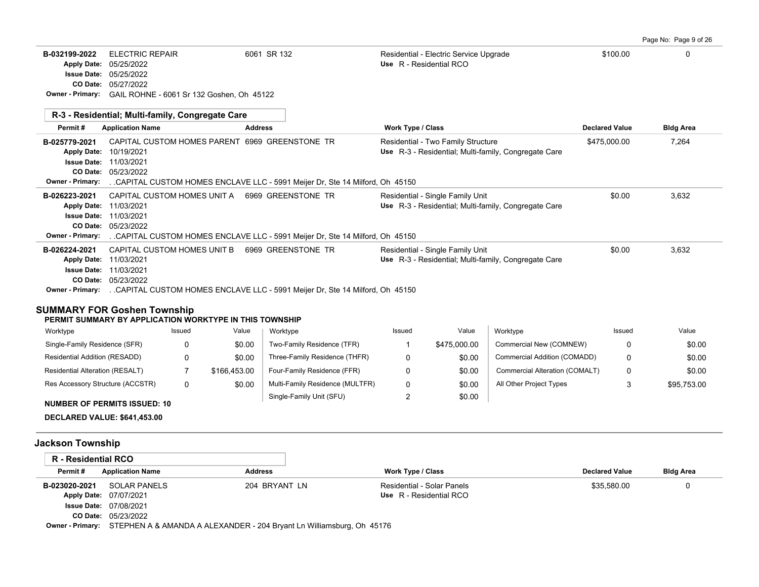| Permit # | Application Name | Address | Work Type / Class | Declared Value | Bldg Area |
|---|---|---|---|---|---|
| B-032199-2022 | ELECTRIC REPAIR | 6061 SR 132 | Residential - Electric Service Upgrade | $100.00 | 0 |
| Apply Date: 05/25/2022 | | | Use R - Residential RCO | | |
| Issue Date: 05/25/2022 | | | | | |
| CO Date: 05/27/2022 | | | | | |
| Owner - Primary: GAIL ROHNE - 6061 Sr 132 Goshen, Oh 45122 | | | | | |

### R-3 - Residential; Multi-family, Congregate Care

| Permit # | Application Name | Address | Work Type / Class | Declared Value | Bldg Area |
|---|---|---|---|---|---|
| B-025779-2021 | CAPITAL CUSTOM HOMES PARENT | 6969 GREENSTONE TR | Residential - Two Family Structure | $475,000.00 | 7,264 |
| Apply Date: 10/19/2021 | | | Use R-3 - Residential; Multi-family, Congregate Care | | |
| Issue Date: 11/03/2021 | | | | | |
| CO Date: 05/23/2022 | | | | | |
| Owner - Primary: . .CAPITAL CUSTOM HOMES ENCLAVE LLC - 5991 Meijer Dr, Ste 14 Milford, Oh 45150 | | | | | |
| B-026223-2021 | CAPITAL CUSTOM HOMES UNIT A | 6969 GREENSTONE TR | Residential - Single Family Unit | $0.00 | 3,632 |
| Apply Date: 11/03/2021 | | | Use R-3 - Residential; Multi-family, Congregate Care | | |
| Issue Date: 11/03/2021 | | | | | |
| CO Date: 05/23/2022 | | | | | |
| Owner - Primary: . .CAPITAL CUSTOM HOMES ENCLAVE LLC - 5991 Meijer Dr, Ste 14 Milford, Oh 45150 | | | | | |
| B-026224-2021 | CAPITAL CUSTOM HOMES UNIT B | 6969 GREENSTONE TR | Residential - Single Family Unit | $0.00 | 3,632 |
| Apply Date: 11/03/2021 | | | Use R-3 - Residential; Multi-family, Congregate Care | | |
| Issue Date: 11/03/2021 | | | | | |
| CO Date: 05/23/2022 | | | | | |
| Owner - Primary: . .CAPITAL CUSTOM HOMES ENCLAVE LLC - 5991 Meijer Dr, Ste 14 Milford, Oh 45150 | | | | | |

## SUMMARY FOR Goshen Township

**PERMIT SUMMARY BY APPLICATION WORKTYPE IN THIS TOWNSHIP**

| Worktype | Issued | Value | Worktype | Issued | Value | Worktype | Issued | Value |
|---|---|---|---|---|---|---|---|---|
| Single-Family Residence (SFR) | 0 | $0.00 | Two-Family Residence (TFR) | 1 | $475,000.00 | Commercial New (COMNEW) | 0 | $0.00 |
| Residential Addition (RESADD) | 0 | $0.00 | Three-Family Residence (THFR) | 0 | $0.00 | Commercial Addition (COMADD) | 0 | $0.00 |
| Residential Alteration (RESALT) | 7 | $166,453.00 | Four-Family Residence (FFR) | 0 | $0.00 | Commercial Alteration (COMALT) | 0 | $0.00 |
| Res Accessory Structure (ACCSTR) | 0 | $0.00 | Multi-Family Residence (MULTFR) | 0 | $0.00 | All Other Project Types | 3 | $95,753.00 |
| | | | Single-Family Unit (SFU) | 2 | $0.00 | | | |

**NUMBER OF PERMITS ISSUED: 10**

**DECLARED VALUE: $641,453.00**

## Jackson Township

### R - Residential RCO

| Permit # | Application Name | Address | Work Type / Class | Declared Value | Bldg Area |
|---|---|---|---|---|---|
| B-023020-2021 | SOLAR PANELS | 204 BRYANT LN | Residential - Solar Panels | $35,580.00 | 0 |
| Apply Date: 07/07/2021 | | | Use R - Residential RCO | | |
| Issue Date: 07/08/2021 | | | | | |
| CO Date: 05/23/2022 | | | | | |
| Owner - Primary: STEPHEN A & AMANDA A ALEXANDER - 204 Bryant Ln Williamsburg, Oh 45176 | | | | | |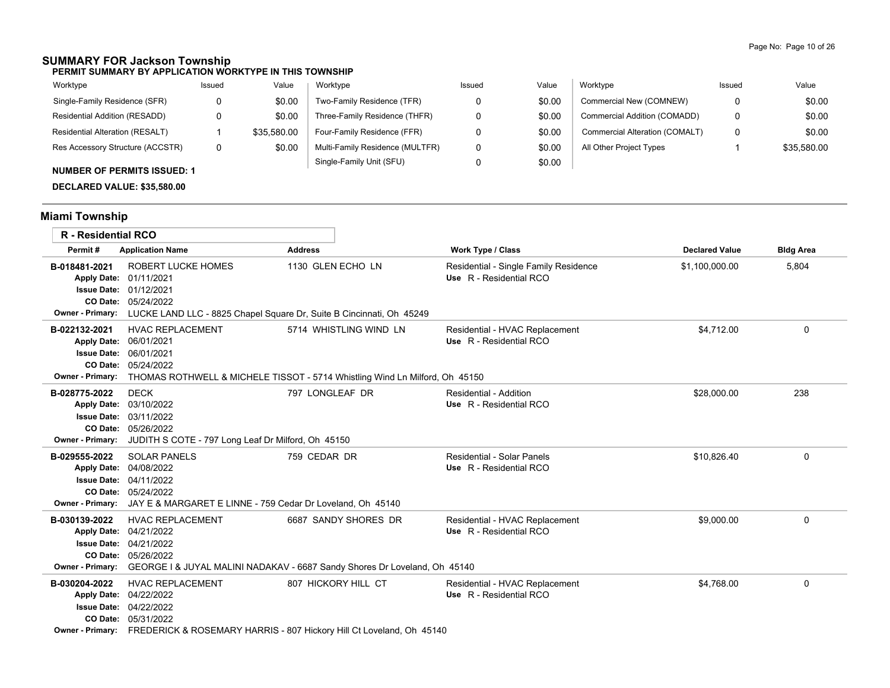## SUMMARY FOR Jackson Township

**PERMIT SUMMARY BY APPLICATION WORKTYPE IN THIS TOWNSHIP**

| Worktype | Issued | Value | Worktype | Issued | Value | Worktype | Issued | Value |
|---|---|---|---|---|---|---|---|---|
| Single-Family Residence (SFR) | 0 | $0.00 | Two-Family Residence (TFR) | 0 | $0.00 | Commercial New (COMNEW) | 0 | $0.00 |
| Residential Addition (RESADD) | 0 | $0.00 | Three-Family Residence (THFR) | 0 | $0.00 | Commercial Addition (COMADD) | 0 | $0.00 |
| Residential Alteration (RESALT) | 1 | $35,580.00 | Four-Family Residence (FFR) | 0 | $0.00 | Commercial Alteration (COMALT) | 0 | $0.00 |
| Res Accessory Structure (ACCSTR) | 0 | $0.00 | Multi-Family Residence (MULTFR) | 0 | $0.00 | All Other Project Types | 1 | $35,580.00 |
| | | | Single-Family Unit (SFU) | 0 | $0.00 | | | |

**NUMBER OF PERMITS ISSUED: 1**

**DECLARED VALUE: $35,580.00**

## Miami Township

### R - Residential RCO

| Permit # | Application Name | Address | Work Type / Class | Declared Value | Bldg Area |
|---|---|---|---|---|---|
| B-018481-2021 | ROBERT LUCKE HOMES | 1130 GLEN ECHO LN | Residential - Single Family Residence<br>Use R - Residential RCO | $1,100,000.00 | 5,804 |
| Apply Date: 01/11/2021<br>Issue Date: 01/12/2021<br>CO Date: 05/24/2022<br>Owner - Primary: LUCKE LAND LLC - 8825 Chapel Square Dr, Suite B Cincinnati, Oh 45249 | | | | | |
| B-022132-2021 | HVAC REPLACEMENT | 5714 WHISTLING WIND LN | Residential - HVAC Replacement<br>Use R - Residential RCO | $4,712.00 | 0 |
| Apply Date: 06/01/2021<br>Issue Date: 06/01/2021<br>CO Date: 05/24/2022<br>Owner - Primary: THOMAS ROTHWELL & MICHELE TISSOT - 5714 Whistling Wind Ln Milford, Oh 45150 | | | | | |
| B-028775-2022 | DECK | 797 LONGLEAF DR | Residential - Addition<br>Use R - Residential RCO | $28,000.00 | 238 |
| Apply Date: 03/10/2022<br>Issue Date: 03/11/2022<br>CO Date: 05/26/2022<br>Owner - Primary: JUDITH S COTE - 797 Long Leaf Dr Milford, Oh 45150 | | | | | |
| B-029555-2022 | SOLAR PANELS | 759 CEDAR DR | Residential - Solar Panels<br>Use R - Residential RCO | $10,826.40 | 0 |
| Apply Date: 04/08/2022<br>Issue Date: 04/11/2022<br>CO Date: 05/24/2022<br>Owner - Primary: JAY E & MARGARET E LINNE - 759 Cedar Dr Loveland, Oh 45140 | | | | | |
| B-030139-2022 | HVAC REPLACEMENT | 6687 SANDY SHORES DR | Residential - HVAC Replacement<br>Use R - Residential RCO | $9,000.00 | 0 |
| Apply Date: 04/21/2022<br>Issue Date: 04/21/2022<br>CO Date: 05/26/2022<br>Owner - Primary: GEORGE I & JUYAL MALINI NADAKAV - 6687 Sandy Shores Dr Loveland, Oh 45140 | | | | | |
| B-030204-2022 | HVAC REPLACEMENT | 807 HICKORY HILL CT | Residential - HVAC Replacement<br>Use R - Residential RCO | $4,768.00 | 0 |
| Apply Date: 04/22/2022<br>Issue Date: 04/22/2022<br>CO Date: 05/31/2022<br>Owner - Primary: FREDERICK & ROSEMARY HARRIS - 807 Hickory Hill Ct Loveland, Oh 45140 | | | | | |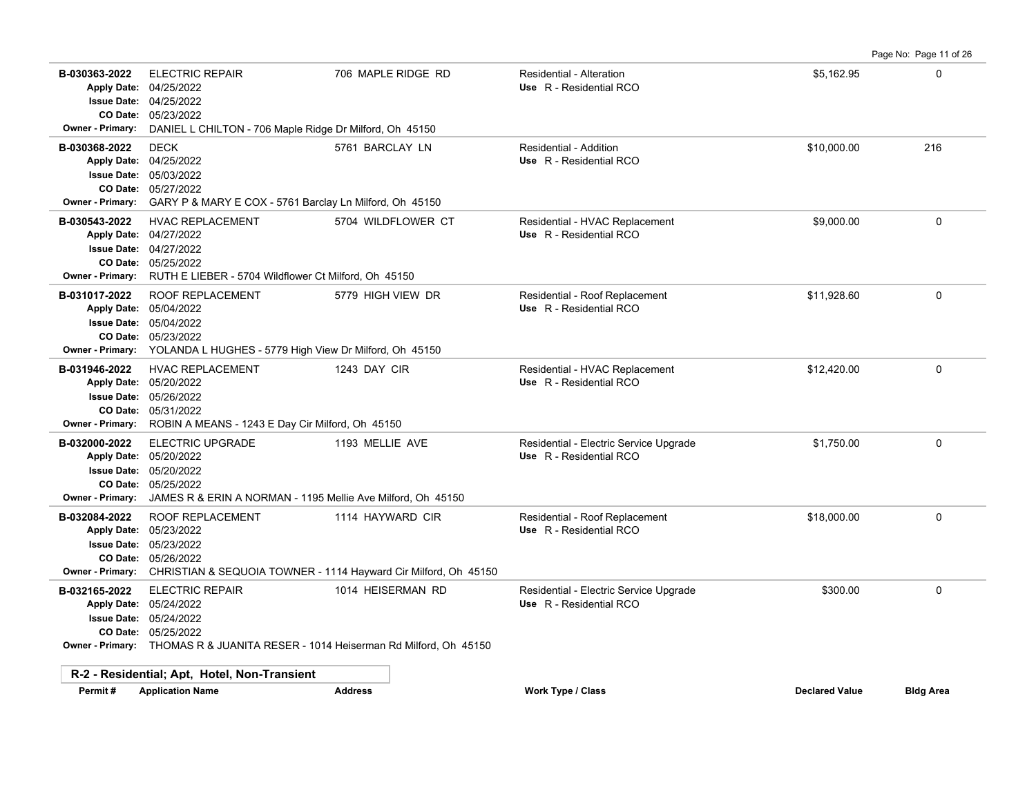| Permit # | Application Name | Address | Work Type / Class | Declared Value | Bldg Area |
|---|---|---|---|---|---|
| B-030363-2022<br>Apply Date: 04/25/2022<br>Issue Date: 04/25/2022<br>CO Date: 05/23/2022<br>Owner - Primary: DANIEL L CHILTON - 706 Maple Ridge Dr Milford, Oh 45150 | ELECTRIC REPAIR | 706 MAPLE RIDGE RD | Residential - Alteration<br>Use R - Residential RCO | $5,162.95 | 0 |
| B-030368-2022<br>Apply Date: 04/25/2022<br>Issue Date: 05/03/2022<br>CO Date: 05/27/2022<br>Owner - Primary: GARY P & MARY E COX - 5761 Barclay Ln Milford, Oh 45150 | DECK | 5761 BARCLAY LN | Residential - Addition<br>Use R - Residential RCO | $10,000.00 | 216 |
| B-030543-2022<br>Apply Date: 04/27/2022<br>Issue Date: 04/27/2022<br>CO Date: 05/25/2022<br>Owner - Primary: RUTH E LIEBER - 5704 Wildflower Ct Milford, Oh 45150 | HVAC REPLACEMENT | 5704 WILDFLOWER CT | Residential - HVAC Replacement<br>Use R - Residential RCO | $9,000.00 | 0 |
| B-031017-2022<br>Apply Date: 05/04/2022<br>Issue Date: 05/04/2022<br>CO Date: 05/23/2022<br>Owner - Primary: YOLANDA L HUGHES - 5779 High View Dr Milford, Oh 45150 | ROOF REPLACEMENT | 5779 HIGH VIEW DR | Residential - Roof Replacement<br>Use R - Residential RCO | $11,928.60 | 0 |
| B-031946-2022<br>Apply Date: 05/20/2022<br>Issue Date: 05/26/2022<br>CO Date: 05/31/2022<br>Owner - Primary: ROBIN A MEANS - 1243 E Day Cir Milford, Oh 45150 | HVAC REPLACEMENT | 1243 DAY CIR | Residential - HVAC Replacement<br>Use R - Residential RCO | $12,420.00 | 0 |
| B-032000-2022<br>Apply Date: 05/20/2022<br>Issue Date: 05/20/2022<br>CO Date: 05/25/2022<br>Owner - Primary: JAMES R & ERIN A NORMAN - 1195 Mellie Ave Milford, Oh 45150 | ELECTRIC UPGRADE | 1193 MELLIE AVE | Residential - Electric Service Upgrade<br>Use R - Residential RCO | $1,750.00 | 0 |
| B-032084-2022<br>Apply Date: 05/23/2022<br>Issue Date: 05/23/2022<br>CO Date: 05/26/2022<br>Owner - Primary: CHRISTIAN & SEQUOIA TOWNER - 1114 Hayward Cir Milford, Oh 45150 | ROOF REPLACEMENT | 1114 HAYWARD CIR | Residential - Roof Replacement<br>Use R - Residential RCO | $18,000.00 | 0 |
| B-032165-2022<br>Apply Date: 05/24/2022<br>Issue Date: 05/24/2022<br>CO Date: 05/25/2022<br>Owner - Primary: THOMAS R & JUANITA RESER - 1014 Heiserman Rd Milford, Oh 45150 | ELECTRIC REPAIR | 1014 HEISERMAN RD | Residential - Electric Service Upgrade<br>Use R - Residential RCO | $300.00 | 0 |

**R-2 - Residential; Apt, Hotel, Non-Transient**

| Permit # | Application Name | Address | Work Type / Class | Declared Value | Bldg Area |
|---|---|---|---|---|---|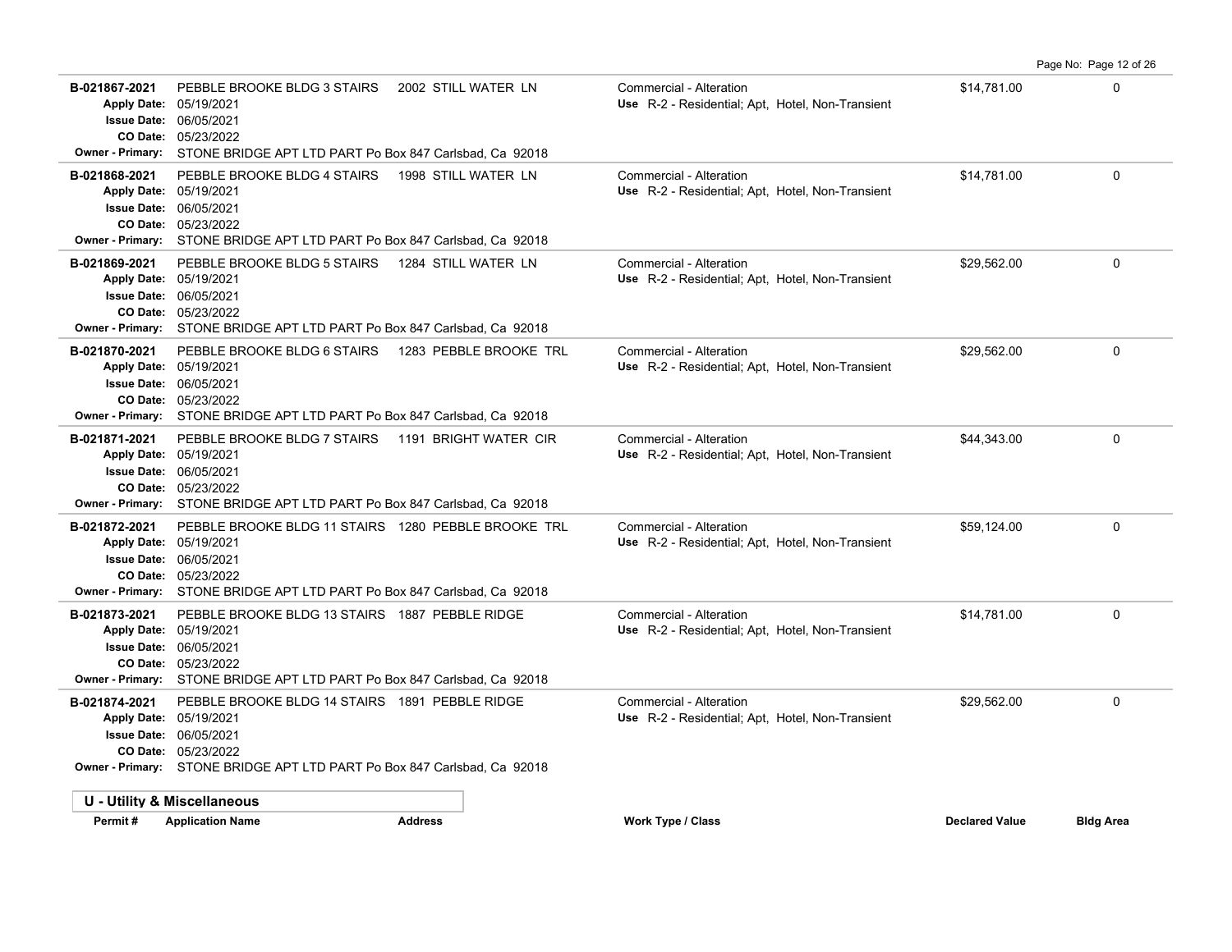| Permit # | Application Name | Address | Work Type / Class | Declared Value | Bldg Area |
|---|---|---|---|---|---|
| B-021867-2021 | PEBBLE BROOKE BLDG 3 STAIRS | 2002 STILL WATER LN | Commercial - Alteration | $14,781.00 | 0 |
| | Apply Date: 05/19/2021 | | Use R-2 - Residential; Apt, Hotel, Non-Transient | | |
| | Issue Date: 06/05/2021 | | | | |
| | CO Date: 05/23/2022 | | | | |
| | Owner - Primary: STONE BRIDGE APT LTD PART Po Box 847 Carlsbad, Ca 92018 | | | | |
| B-021868-2021 | PEBBLE BROOKE BLDG 4 STAIRS | 1998 STILL WATER LN | Commercial - Alteration | $14,781.00 | 0 |
| | Apply Date: 05/19/2021 | | Use R-2 - Residential; Apt, Hotel, Non-Transient | | |
| | Issue Date: 06/05/2021 | | | | |
| | CO Date: 05/23/2022 | | | | |
| | Owner - Primary: STONE BRIDGE APT LTD PART Po Box 847 Carlsbad, Ca 92018 | | | | |
| B-021869-2021 | PEBBLE BROOKE BLDG 5 STAIRS | 1284 STILL WATER LN | Commercial - Alteration | $29,562.00 | 0 |
| | Apply Date: 05/19/2021 | | Use R-2 - Residential; Apt, Hotel, Non-Transient | | |
| | Issue Date: 06/05/2021 | | | | |
| | CO Date: 05/23/2022 | | | | |
| | Owner - Primary: STONE BRIDGE APT LTD PART Po Box 847 Carlsbad, Ca 92018 | | | | |
| B-021870-2021 | PEBBLE BROOKE BLDG 6 STAIRS | 1283 PEBBLE BROOKE TRL | Commercial - Alteration | $29,562.00 | 0 |
| | Apply Date: 05/19/2021 | | Use R-2 - Residential; Apt, Hotel, Non-Transient | | |
| | Issue Date: 06/05/2021 | | | | |
| | CO Date: 05/23/2022 | | | | |
| | Owner - Primary: STONE BRIDGE APT LTD PART Po Box 847 Carlsbad, Ca 92018 | | | | |
| B-021871-2021 | PEBBLE BROOKE BLDG 7 STAIRS | 1191 BRIGHT WATER CIR | Commercial - Alteration | $44,343.00 | 0 |
| | Apply Date: 05/19/2021 | | Use R-2 - Residential; Apt, Hotel, Non-Transient | | |
| | Issue Date: 06/05/2021 | | | | |
| | CO Date: 05/23/2022 | | | | |
| | Owner - Primary: STONE BRIDGE APT LTD PART Po Box 847 Carlsbad, Ca 92018 | | | | |
| B-021872-2021 | PEBBLE BROOKE BLDG 11 STAIRS | 1280 PEBBLE BROOKE TRL | Commercial - Alteration | $59,124.00 | 0 |
| | Apply Date: 05/19/2021 | | Use R-2 - Residential; Apt, Hotel, Non-Transient | | |
| | Issue Date: 06/05/2021 | | | | |
| | CO Date: 05/23/2022 | | | | |
| | Owner - Primary: STONE BRIDGE APT LTD PART Po Box 847 Carlsbad, Ca 92018 | | | | |
| B-021873-2021 | PEBBLE BROOKE BLDG 13 STAIRS | 1887 PEBBLE RIDGE | Commercial - Alteration | $14,781.00 | 0 |
| | Apply Date: 05/19/2021 | | Use R-2 - Residential; Apt, Hotel, Non-Transient | | |
| | Issue Date: 06/05/2021 | | | | |
| | CO Date: 05/23/2022 | | | | |
| | Owner - Primary: STONE BRIDGE APT LTD PART Po Box 847 Carlsbad, Ca 92018 | | | | |
| B-021874-2021 | PEBBLE BROOKE BLDG 14 STAIRS | 1891 PEBBLE RIDGE | Commercial - Alteration | $29,562.00 | 0 |
| | Apply Date: 05/19/2021 | | Use R-2 - Residential; Apt, Hotel, Non-Transient | | |
| | Issue Date: 06/05/2021 | | | | |
| | CO Date: 05/23/2022 | | | | |
| | Owner - Primary: STONE BRIDGE APT LTD PART Po Box 847 Carlsbad, Ca 92018 | | | | |

## U - Utility & Miscellaneous

| Permit # | Application Name | Address | Work Type / Class | Declared Value | Bldg Area |
|---|---|---|---|---|---|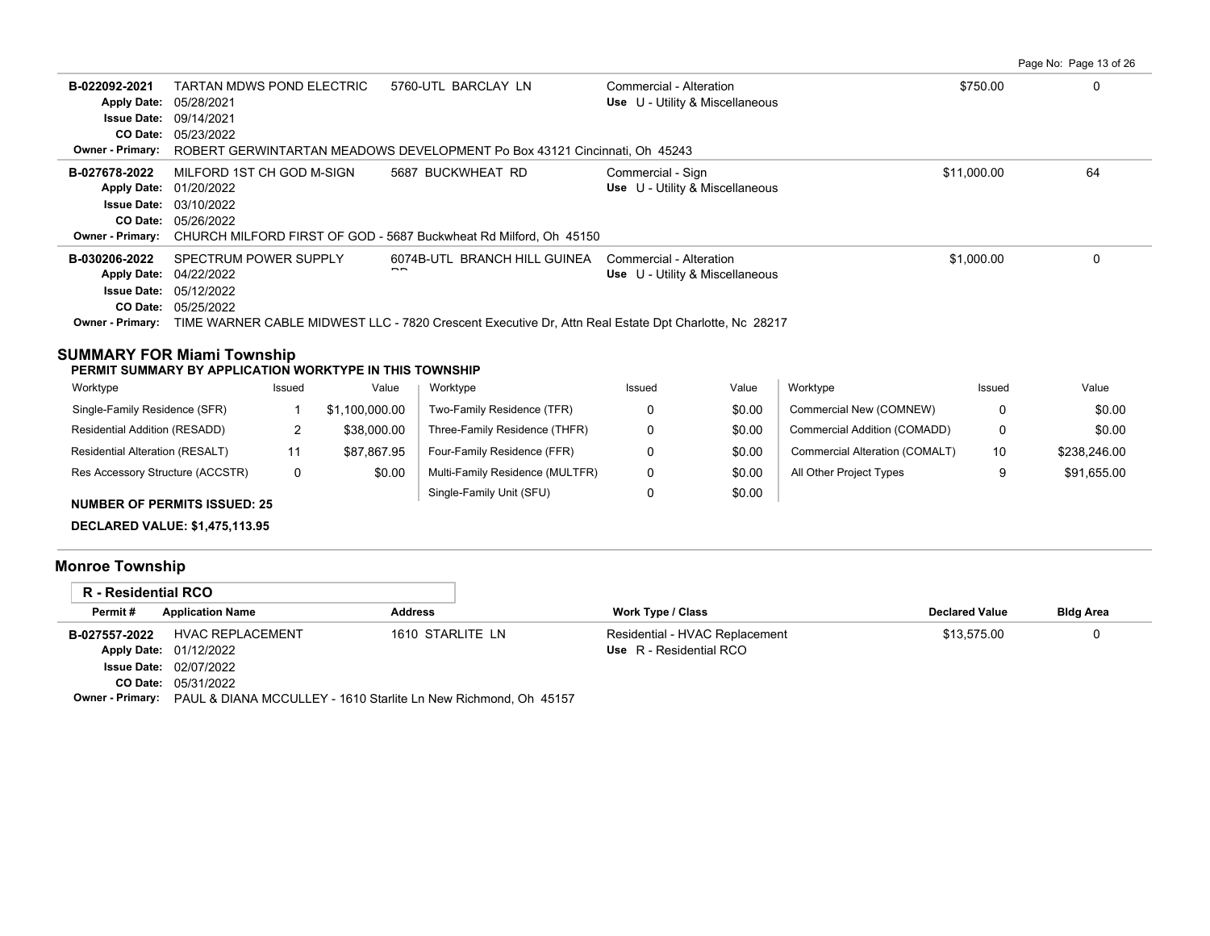| | | | | | |
|---|---|---|---|---|---|
| **B-022092-2021** | TARTAN MDWS POND ELECTRIC | 5760-UTL BARCLAY LN | Commercial - Alteration | $750.00 | 0 |
| **Apply Date:** | 05/28/2021 | | **Use** U - Utility & Miscellaneous | | |
| **Issue Date:** | 09/14/2021 | | | | |
| **CO Date:** | 05/23/2022 | | | | |
| **Owner - Primary:** | ROBERT GERWINTARTAN MEADOWS DEVELOPMENT Po Box 43121 Cincinnati, Oh 45243 | | | | |
| **B-027678-2022** | MILFORD 1ST CH GOD M-SIGN | 5687 BUCKWHEAT RD | Commercial - Sign | $11,000.00 | 64 |
| **Apply Date:** | 01/20/2022 | | **Use** U - Utility & Miscellaneous | | |
| **Issue Date:** | 03/10/2022 | | | | |
| **CO Date:** | 05/26/2022 | | | | |
| **Owner - Primary:** | CHURCH MILFORD FIRST OF GOD - 5687 Buckwheat Rd Milford, Oh 45150 | | | | |
| **B-030206-2022** | SPECTRUM POWER SUPPLY | 6074B-UTL BRANCH HILL GUINEA RD | Commercial - Alteration | $1,000.00 | 0 |
| **Apply Date:** | 04/22/2022 | | **Use** U - Utility & Miscellaneous | | |
| **Issue Date:** | 05/12/2022 | | | | |
| **CO Date:** | 05/25/2022 | | | | |
| **Owner - Primary:** | TIME WARNER CABLE MIDWEST LLC - 7820 Crescent Executive Dr, Attn Real Estate Dpt Charlotte, Nc 28217 | | | | |

## SUMMARY FOR Miami Township

**PERMIT SUMMARY BY APPLICATION WORKTYPE IN THIS TOWNSHIP**

| Worktype | Issued | Value | Worktype | Issued | Value | Worktype | Issued | Value |
|---|---|---|---|---|---|---|---|---|
| Single-Family Residence (SFR) | 1 | $1,100,000.00 | Two-Family Residence (TFR) | 0 | $0.00 | Commercial New (COMNEW) | 0 | $0.00 |
| Residential Addition (RESADD) | 2 | $38,000.00 | Three-Family Residence (THFR) | 0 | $0.00 | Commercial Addition (COMADD) | 0 | $0.00 |
| Residential Alteration (RESALT) | 11 | $87,867.95 | Four-Family Residence (FFR) | 0 | $0.00 | Commercial Alteration (COMALT) | 10 | $238,246.00 |
| Res Accessory Structure (ACCSTR) | 0 | $0.00 | Multi-Family Residence (MULTFR) | 0 | $0.00 | All Other Project Types | 9 | $91,655.00 |
| | | | Single-Family Unit (SFU) | 0 | $0.00 | | | |

**NUMBER OF PERMITS ISSUED: 25**

**DECLARED VALUE: $1,475,113.95**

## Monroe Township

**R - Residential RCO**

| Permit # | Application Name | Address | Work Type / Class | Declared Value | Bldg Area |
|---|---|---|---|---|---|
| **B-027557-2022** | HVAC REPLACEMENT | 1610 STARLITE LN | Residential - HVAC Replacement | $13,575.00 | 0 |
| **Apply Date:** | 01/12/2022 | | **Use** R - Residential RCO | | |
| **Issue Date:** | 02/07/2022 | | | | |
| **CO Date:** | 05/31/2022 | | | | |
| **Owner - Primary:** | PAUL & DIANA MCCULLEY - 1610 Starlite Ln New Richmond, Oh 45157 | | | | |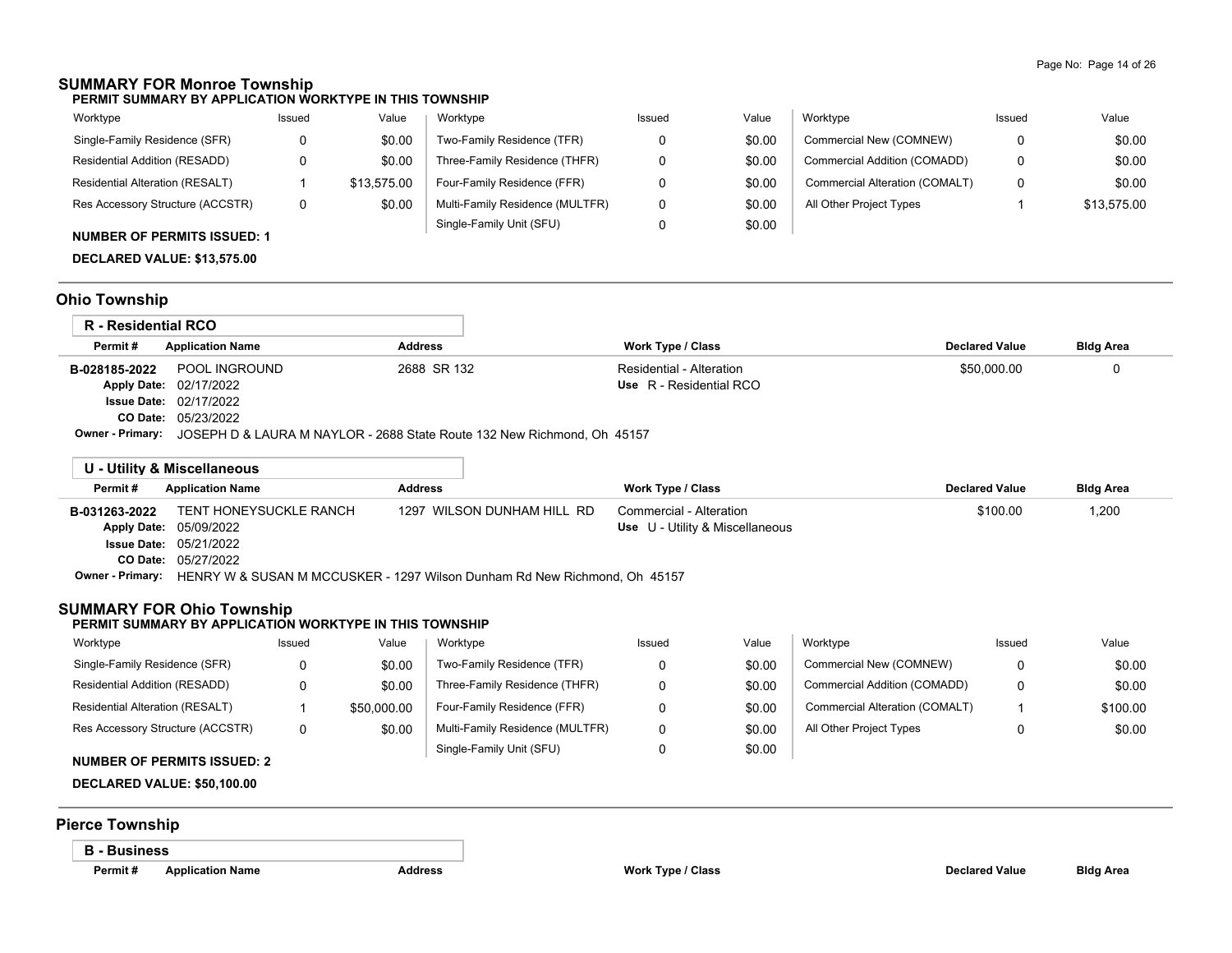## SUMMARY FOR Monroe Township

**PERMIT SUMMARY BY APPLICATION WORKTYPE IN THIS TOWNSHIP**

| Worktype | Issued | Value | Worktype | Issued | Value | Worktype | Issued | Value |
|---|---|---|---|---|---|---|---|---|
| Single-Family Residence (SFR) | 0 | $0.00 | Two-Family Residence (TFR) | 0 | $0.00 | Commercial New (COMNEW) | 0 | $0.00 |
| Residential Addition (RESADD) | 0 | $0.00 | Three-Family Residence (THFR) | 0 | $0.00 | Commercial Addition (COMADD) | 0 | $0.00 |
| Residential Alteration (RESALT) | 1 | $13,575.00 | Four-Family Residence (FFR) | 0 | $0.00 | Commercial Alteration (COMALT) | 0 | $0.00 |
| Res Accessory Structure (ACCSTR) | 0 | $0.00 | Multi-Family Residence (MULTFR) | 0 | $0.00 | All Other Project Types | 1 | $13,575.00 |
| | | | Single-Family Unit (SFU) | 0 | $0.00 | | | |

**NUMBER OF PERMITS ISSUED: 1**

**DECLARED VALUE: $13,575.00**

## Ohio Township

### R - Residential RCO

| Permit # | Application Name | Address | Work Type / Class | Declared Value | Bldg Area |
|---|---|---|---|---|---|
| B-028185-2022 | POOL INGROUND | 2688 SR 132 | Residential - Alteration | $50,000.00 | 0 |
| | **Apply Date:** 02/17/2022 | | **Use** R - Residential RCO | | |
| | **Issue Date:** 02/17/2022 | | | | |
| | **CO Date:** 05/23/2022 | | | | |

**Owner - Primary:** JOSEPH D & LAURA M NAYLOR - 2688 State Route 132 New Richmond, Oh 45157

### U - Utility & Miscellaneous

| Permit # | Application Name | Address | Work Type / Class | Declared Value | Bldg Area |
|---|---|---|---|---|---|
| B-031263-2022 | TENT HONEYSUCKLE RANCH | 1297 WILSON DUNHAM HILL RD | Commercial - Alteration | $100.00 | 1,200 |
| | **Apply Date:** 05/09/2022 | | **Use** U - Utility & Miscellaneous | | |
| | **Issue Date:** 05/21/2022 | | | | |
| | **CO Date:** 05/27/2022 | | | | |

**Owner - Primary:** HENRY W & SUSAN M MCCUSKER - 1297 Wilson Dunham Rd New Richmond, Oh 45157

## SUMMARY FOR Ohio Township

**PERMIT SUMMARY BY APPLICATION WORKTYPE IN THIS TOWNSHIP**

| Worktype | Issued | Value | Worktype | Issued | Value | Worktype | Issued | Value |
|---|---|---|---|---|---|---|---|---|
| Single-Family Residence (SFR) | 0 | $0.00 | Two-Family Residence (TFR) | 0 | $0.00 | Commercial New (COMNEW) | 0 | $0.00 |
| Residential Addition (RESADD) | 0 | $0.00 | Three-Family Residence (THFR) | 0 | $0.00 | Commercial Addition (COMADD) | 0 | $0.00 |
| Residential Alteration (RESALT) | 1 | $50,000.00 | Four-Family Residence (FFR) | 0 | $0.00 | Commercial Alteration (COMALT) | 1 | $100.00 |
| Res Accessory Structure (ACCSTR) | 0 | $0.00 | Multi-Family Residence (MULTFR) | 0 | $0.00 | All Other Project Types | 0 | $0.00 |
| | | | Single-Family Unit (SFU) | 0 | $0.00 | | | |

**NUMBER OF PERMITS ISSUED: 2**

**DECLARED VALUE: $50,100.00**

## Pierce Township

### B - Business

| Permit # | Application Name | Address | Work Type / Class | Declared Value | Bldg Area |
|---|---|---|---|---|---|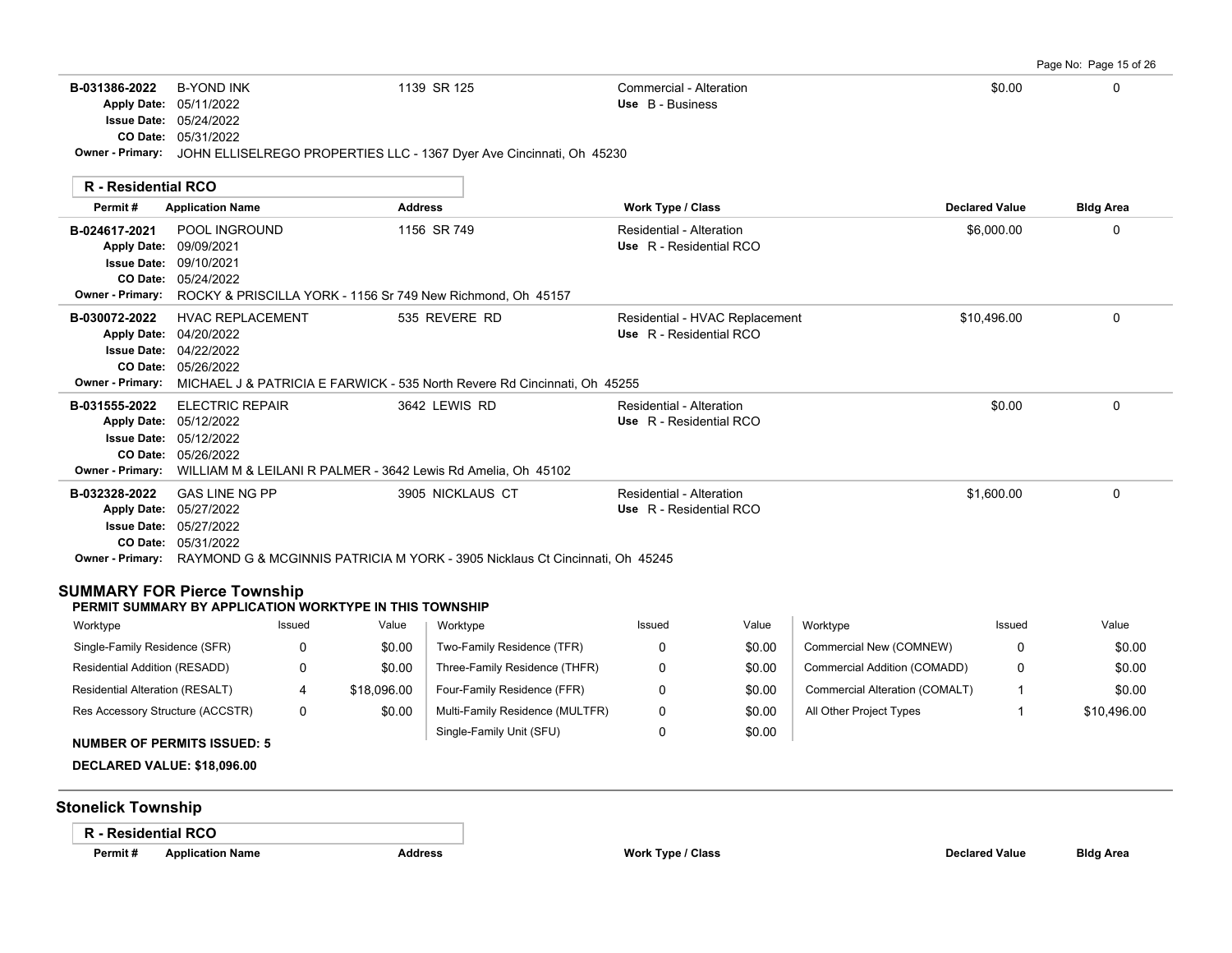| Permit # | Application Name | Address | Work Type / Class | Declared Value | Bldg Area |
|---|---|---|---|---|---|
| B-031386-2022 | B-YOND INK | 1139 SR 125 | Commercial - Alteration | $0.00 | 0 |
| Apply Date: | 05/11/2022 | | Use B - Business | | |
| Issue Date: | 05/24/2022 | | | | |
| CO Date: | 05/31/2022 | | | | |
| Owner - Primary: | JOHN ELLISELREGO PROPERTIES LLC - 1367 Dyer Ave Cincinnati, Oh 45230 | | | | |

**R - Residential RCO**

| Permit # | Application Name | Address | Work Type / Class | Declared Value | Bldg Area |
|---|---|---|---|---|---|
| B-024617-2021 | POOL INGROUND | 1156 SR 749 | Residential - Alteration | $6,000.00 | 0 |
| Apply Date: | 09/09/2021 | | Use R - Residential RCO | | |
| Issue Date: | 09/10/2021 | | | | |
| CO Date: | 05/24/2022 | | | | |
| Owner - Primary: | ROCKY & PRISCILLA YORK - 1156 Sr 749 New Richmond, Oh 45157 | | | | |
| B-030072-2022 | HVAC REPLACEMENT | 535 REVERE RD | Residential - HVAC Replacement | $10,496.00 | 0 |
| Apply Date: | 04/20/2022 | | Use R - Residential RCO | | |
| Issue Date: | 04/22/2022 | | | | |
| CO Date: | 05/26/2022 | | | | |
| Owner - Primary: | MICHAEL J & PATRICIA E FARWICK - 535 North Revere Rd Cincinnati, Oh 45255 | | | | |
| B-031555-2022 | ELECTRIC REPAIR | 3642 LEWIS RD | Residential - Alteration | $0.00 | 0 |
| Apply Date: | 05/12/2022 | | Use R - Residential RCO | | |
| Issue Date: | 05/12/2022 | | | | |
| CO Date: | 05/26/2022 | | | | |
| Owner - Primary: | WILLIAM M & LEILANI R PALMER - 3642 Lewis Rd Amelia, Oh 45102 | | | | |
| B-032328-2022 | GAS LINE NG PP | 3905 NICKLAUS CT | Residential - Alteration | $1,600.00 | 0 |
| Apply Date: | 05/27/2022 | | Use R - Residential RCO | | |
| Issue Date: | 05/27/2022 | | | | |
| CO Date: | 05/31/2022 | | | | |
| Owner - Primary: | RAYMOND G & MCGINNIS PATRICIA M YORK - 3905 Nicklaus Ct Cincinnati, Oh 45245 | | | | |

## SUMMARY FOR Pierce Township

**PERMIT SUMMARY BY APPLICATION WORKTYPE IN THIS TOWNSHIP**

| Worktype | Issued | Value | Worktype | Issued | Value | Worktype | Issued | Value |
|---|---|---|---|---|---|---|---|---|
| Single-Family Residence (SFR) | 0 | $0.00 | Two-Family Residence (TFR) | 0 | $0.00 | Commercial New (COMNEW) | 0 | $0.00 |
| Residential Addition (RESADD) | 0 | $0.00 | Three-Family Residence (THFR) | 0 | $0.00 | Commercial Addition (COMADD) | 0 | $0.00 |
| Residential Alteration (RESALT) | 4 | $18,096.00 | Four-Family Residence (FFR) | 0 | $0.00 | Commercial Alteration (COMALT) | 1 | $0.00 |
| Res Accessory Structure (ACCSTR) | 0 | $0.00 | Multi-Family Residence (MULTFR) | 0 | $0.00 | All Other Project Types | 1 | $10,496.00 |
| | | | Single-Family Unit (SFU) | 0 | $0.00 | | | |

**NUMBER OF PERMITS ISSUED: 5**

**DECLARED VALUE: $18,096.00**

## Stonelick Township

**R - Residential RCO**

| Permit # | Application Name | Address | Work Type / Class | Declared Value | Bldg Area |
|---|---|---|---|---|---|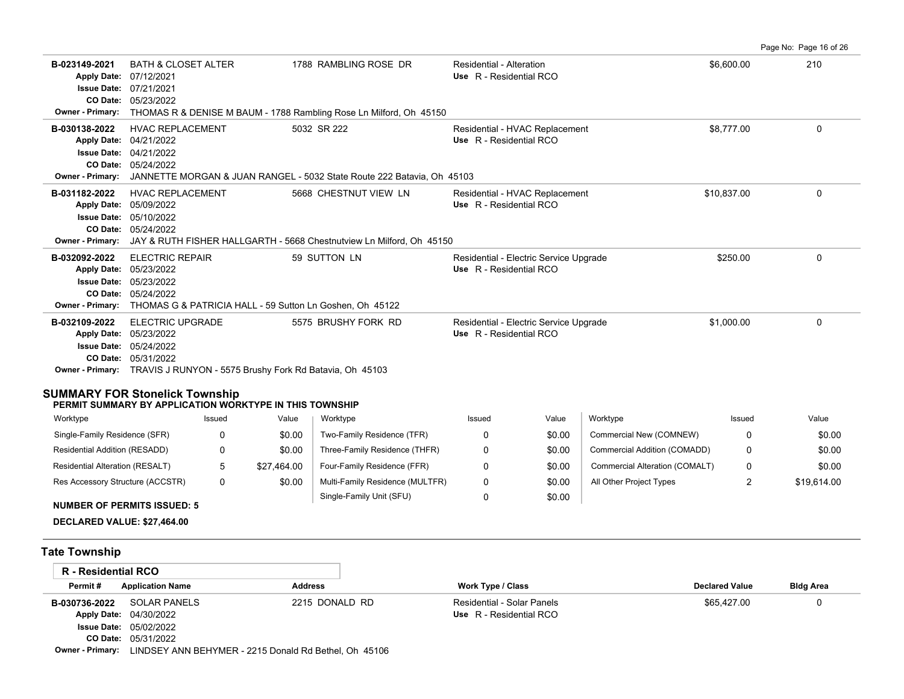| Permit # | Application Name | Address | Work Type / Class | Declared Value | Bldg Area |
|---|---|---|---|---|---|
| B-023149-2021 | BATH & CLOSET ALTER | 1788 RAMBLING ROSE DR | Residential - Alteration | $6,600.00 | 210 |
| Apply Date: 07/12/2021 | | | Use R - Residential RCO | | |
| Issue Date: 07/21/2021 | | | | | |
| CO Date: 05/23/2022 | | | | | |
| Owner - Primary: | THOMAS R & DENISE M BAUM - 1788 Rambling Rose Ln Milford, Oh 45150 | | | | |
| B-030138-2022 | HVAC REPLACEMENT | 5032 SR 222 | Residential - HVAC Replacement | $8,777.00 | 0 |
| Apply Date: 04/21/2022 | | | Use R - Residential RCO | | |
| Issue Date: 04/21/2022 | | | | | |
| CO Date: 05/24/2022 | | | | | |
| Owner - Primary: | JANNETTE MORGAN & JUAN RANGEL - 5032 State Route 222 Batavia, Oh 45103 | | | | |
| B-031182-2022 | HVAC REPLACEMENT | 5668 CHESTNUT VIEW LN | Residential - HVAC Replacement | $10,837.00 | 0 |
| Apply Date: 05/09/2022 | | | Use R - Residential RCO | | |
| Issue Date: 05/10/2022 | | | | | |
| CO Date: 05/24/2022 | | | | | |
| Owner - Primary: | JAY & RUTH FISHER HALLGARTH - 5668 Chestnutview Ln Milford, Oh 45150 | | | | |
| B-032092-2022 | ELECTRIC REPAIR | 59 SUTTON LN | Residential - Electric Service Upgrade | $250.00 | 0 |
| Apply Date: 05/23/2022 | | | Use R - Residential RCO | | |
| Issue Date: 05/23/2022 | | | | | |
| CO Date: 05/24/2022 | | | | | |
| Owner - Primary: | THOMAS G & PATRICIA HALL - 59 Sutton Ln Goshen, Oh 45122 | | | | |
| B-032109-2022 | ELECTRIC UPGRADE | 5575 BRUSHY FORK RD | Residential - Electric Service Upgrade | $1,000.00 | 0 |
| Apply Date: 05/23/2022 | | | Use R - Residential RCO | | |
| Issue Date: 05/24/2022 | | | | | |
| CO Date: 05/31/2022 | | | | | |
| Owner - Primary: | TRAVIS J RUNYON - 5575 Brushy Fork Rd Batavia, Oh 45103 | | | | |

## SUMMARY FOR Stonelick Township

**PERMIT SUMMARY BY APPLICATION WORKTYPE IN THIS TOWNSHIP**

| Worktype | Issued | Value | Worktype | Issued | Value | Worktype | Issued | Value |
|---|---|---|---|---|---|---|---|---|
| Single-Family Residence (SFR) | 0 | $0.00 | Two-Family Residence (TFR) | 0 | $0.00 | Commercial New (COMNEW) | 0 | $0.00 |
| Residential Addition (RESADD) | 0 | $0.00 | Three-Family Residence (THFR) | 0 | $0.00 | Commercial Addition (COMADD) | 0 | $0.00 |
| Residential Alteration (RESALT) | 5 | $27,464.00 | Four-Family Residence (FFR) | 0 | $0.00 | Commercial Alteration (COMALT) | 0 | $0.00 |
| Res Accessory Structure (ACCSTR) | 0 | $0.00 | Multi-Family Residence (MULTFR) | 0 | $0.00 | All Other Project Types | 2 | $19,614.00 |
| | | | Single-Family Unit (SFU) | 0 | $0.00 | | | |

**NUMBER OF PERMITS ISSUED: 5**

**DECLARED VALUE: $27,464.00**

## Tate Township

### R - Residential RCO

| Permit # | Application Name | Address | Work Type / Class | Declared Value | Bldg Area |
|---|---|---|---|---|---|
| B-030736-2022 | SOLAR PANELS | 2215 DONALD RD | Residential - Solar Panels | $65,427.00 | 0 |
| Apply Date: 04/30/2022 | | | Use R - Residential RCO | | |
| Issue Date: 05/02/2022 | | | | | |
| CO Date: 05/31/2022 | | | | | |
| Owner - Primary: | LINDSEY ANN BEHYMER - 2215 Donald Rd Bethel, Oh 45106 | | | | |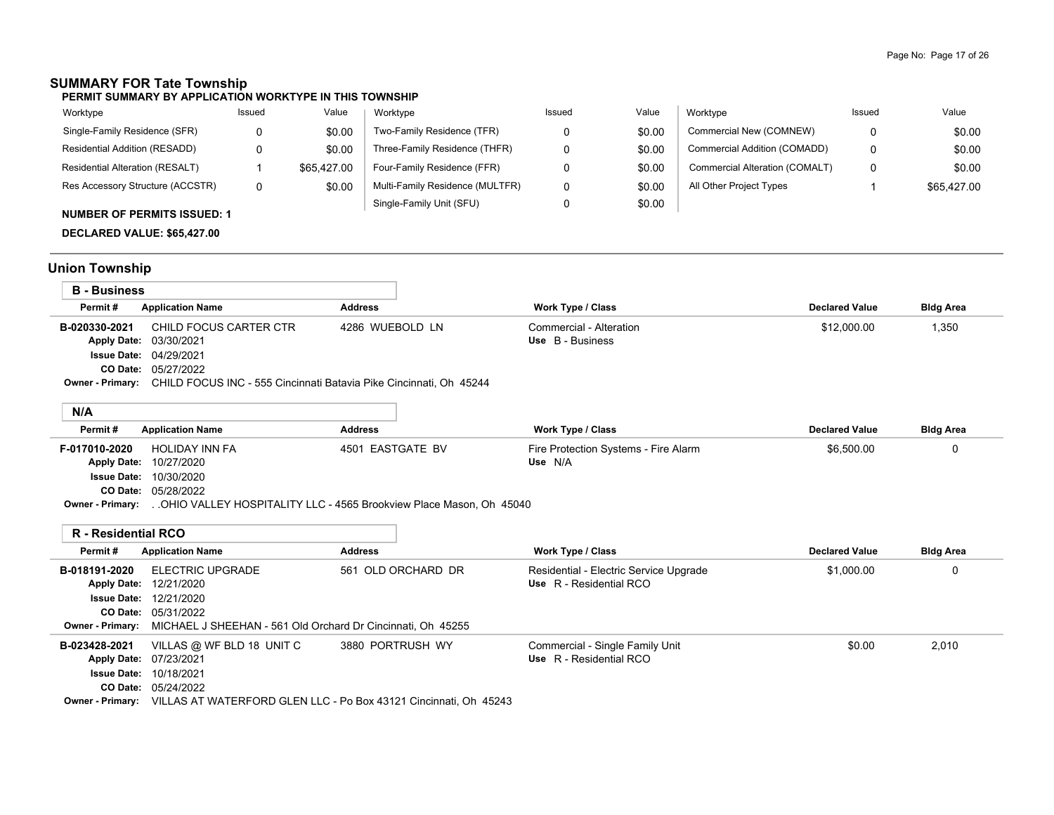## SUMMARY FOR Tate Township

**PERMIT SUMMARY BY APPLICATION WORKTYPE IN THIS TOWNSHIP**

| Worktype | Issued | Value | Worktype | Issued | Value | Worktype | Issued | Value |
|---|---|---|---|---|---|---|---|---|
| Single-Family Residence (SFR) | 0 | $0.00 | Two-Family Residence (TFR) | 0 | $0.00 | Commercial New (COMNEW) | 0 | $0.00 |
| Residential Addition (RESADD) | 0 | $0.00 | Three-Family Residence (THFR) | 0 | $0.00 | Commercial Addition (COMADD) | 0 | $0.00 |
| Residential Alteration (RESALT) | 1 | $65,427.00 | Four-Family Residence (FFR) | 0 | $0.00 | Commercial Alteration (COMALT) | 0 | $0.00 |
| Res Accessory Structure (ACCSTR) | 0 | $0.00 | Multi-Family Residence (MULTFR) | 0 | $0.00 | All Other Project Types | 1 | $65,427.00 |
| | | | Single-Family Unit (SFU) | 0 | $0.00 | | | |

**NUMBER OF PERMITS ISSUED: 1**

**DECLARED VALUE: $65,427.00**

## Union Township

### B - Business

| Permit # | Application Name | Address | Work Type / Class | Declared Value | Bldg Area |
|---|---|---|---|---|---|
| B-020330-2021 | CHILD FOCUS CARTER CTR | 4286 WUEBOLD LN | Commercial - Alteration | $12,000.00 | 1,350 |
| Apply Date: 03/30/2021 | | | Use B - Business | | |
| Issue Date: 04/29/2021 | | | | | |
| CO Date: 05/27/2022 | | | | | |
| Owner - Primary: | CHILD FOCUS INC - 555 Cincinnati Batavia Pike Cincinnati, Oh 45244 | | | | |

### N/A

| Permit # | Application Name | Address | Work Type / Class | Declared Value | Bldg Area |
|---|---|---|---|---|---|
| F-017010-2020 | HOLIDAY INN FA | 4501 EASTGATE BV | Fire Protection Systems - Fire Alarm | $6,500.00 | 0 |
| Apply Date: 10/27/2020 | | | Use N/A | | |
| Issue Date: 10/30/2020 | | | | | |
| CO Date: 05/28/2022 | | | | | |
| Owner - Primary: | . .OHIO VALLEY HOSPITALITY LLC - 4565 Brookview Place Mason, Oh 45040 | | | | |

### R - Residential RCO

| Permit # | Application Name | Address | Work Type / Class | Declared Value | Bldg Area |
|---|---|---|---|---|---|
| B-018191-2020 | ELECTRIC UPGRADE | 561 OLD ORCHARD DR | Residential - Electric Service Upgrade | $1,000.00 | 0 |
| Apply Date: 12/21/2020 | | | Use R - Residential RCO | | |
| Issue Date: 12/21/2020 | | | | | |
| CO Date: 05/31/2022 | | | | | |
| Owner - Primary: | MICHAEL J SHEEHAN - 561 Old Orchard Dr Cincinnati, Oh 45255 | | | | |
| B-023428-2021 | VILLAS @ WF BLD 18 UNIT C | 3880 PORTRUSH WY | Commercial - Single Family Unit | $0.00 | 2,010 |
| Apply Date: 07/23/2021 | | | Use R - Residential RCO | | |
| Issue Date: 10/18/2021 | | | | | |
| CO Date: 05/24/2022 | | | | | |
| Owner - Primary: | VILLAS AT WATERFORD GLEN LLC - Po Box 43121 Cincinnati, Oh 45243 | | | | |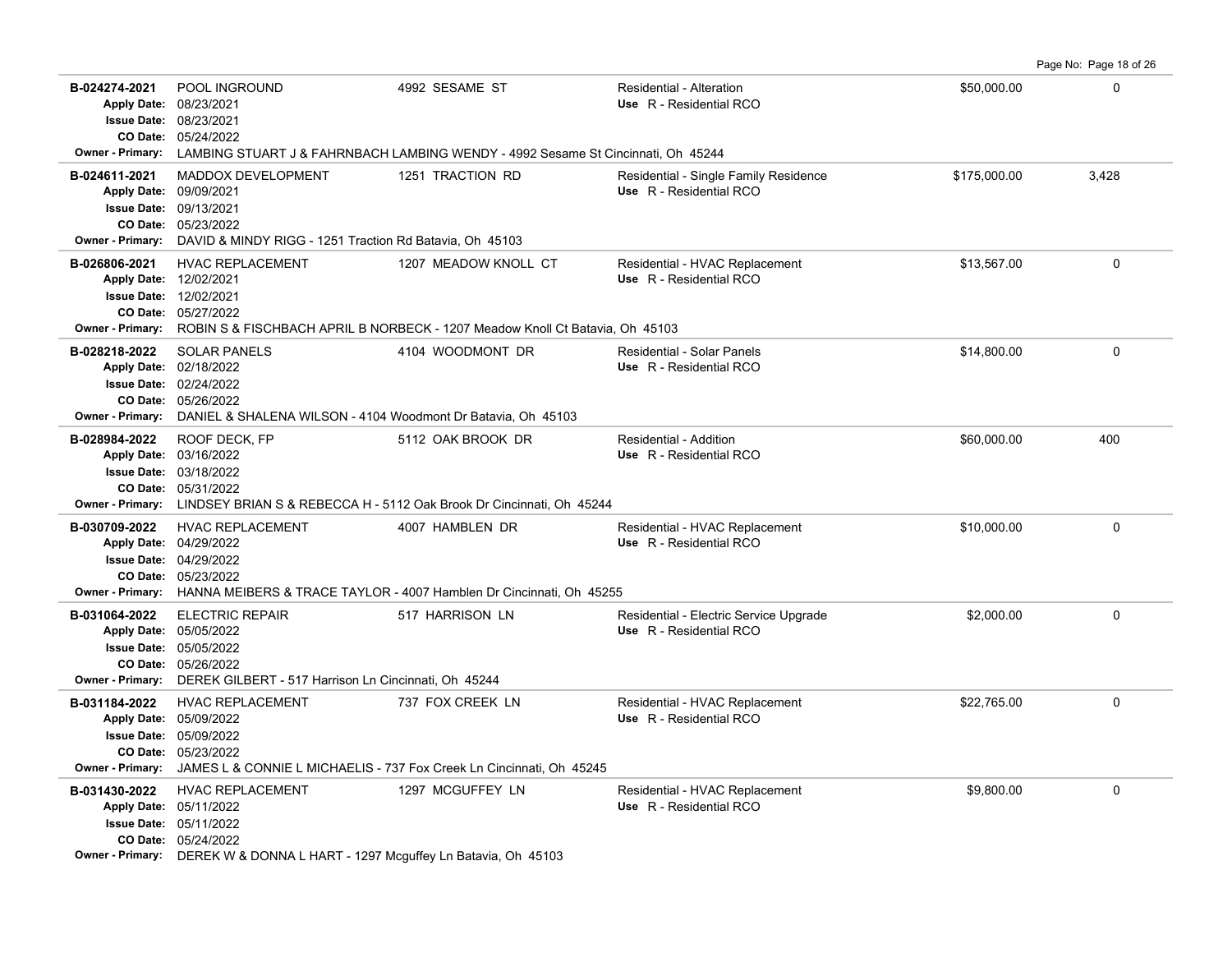| | | | | | |
|---|---|---|---|---|---|
| **B-024274-2021** | POOL INGROUND | 4992 SESAME ST | Residential - Alteration | $50,000.00 | 0 |
| **Apply Date:** | 08/23/2021 | | **Use** R - Residential RCO | | |
| **Issue Date:** | 08/23/2021 | | | | |
| **CO Date:** | 05/24/2022 | | | | |
| **Owner - Primary:** | LAMBING STUART J & FAHRNBACH LAMBING WENDY - 4992 Sesame St Cincinnati, Oh 45244 | | | | |
| **B-024611-2021** | MADDOX DEVELOPMENT | 1251 TRACTION RD | Residential - Single Family Residence | $175,000.00 | 3,428 |
| **Apply Date:** | 09/09/2021 | | **Use** R - Residential RCO | | |
| **Issue Date:** | 09/13/2021 | | | | |
| **CO Date:** | 05/23/2022 | | | | |
| **Owner - Primary:** | DAVID & MINDY RIGG - 1251 Traction Rd Batavia, Oh 45103 | | | | |
| **B-026806-2021** | HVAC REPLACEMENT | 1207 MEADOW KNOLL CT | Residential - HVAC Replacement | $13,567.00 | 0 |
| **Apply Date:** | 12/02/2021 | | **Use** R - Residential RCO | | |
| **Issue Date:** | 12/02/2021 | | | | |
| **CO Date:** | 05/27/2022 | | | | |
| **Owner - Primary:** | ROBIN S & FISCHBACH APRIL B NORBECK - 1207 Meadow Knoll Ct Batavia, Oh 45103 | | | | |
| **B-028218-2022** | SOLAR PANELS | 4104 WOODMONT DR | Residential - Solar Panels | $14,800.00 | 0 |
| **Apply Date:** | 02/18/2022 | | **Use** R - Residential RCO | | |
| **Issue Date:** | 02/24/2022 | | | | |
| **CO Date:** | 05/26/2022 | | | | |
| **Owner - Primary:** | DANIEL & SHALENA WILSON - 4104 Woodmont Dr Batavia, Oh 45103 | | | | |
| **B-028984-2022** | ROOF DECK, FP | 5112 OAK BROOK DR | Residential - Addition | $60,000.00 | 400 |
| **Apply Date:** | 03/16/2022 | | **Use** R - Residential RCO | | |
| **Issue Date:** | 03/18/2022 | | | | |
| **CO Date:** | 05/31/2022 | | | | |
| **Owner - Primary:** | LINDSEY BRIAN S & REBECCA H - 5112 Oak Brook Dr Cincinnati, Oh 45244 | | | | |
| **B-030709-2022** | HVAC REPLACEMENT | 4007 HAMBLEN DR | Residential - HVAC Replacement | $10,000.00 | 0 |
| **Apply Date:** | 04/29/2022 | | **Use** R - Residential RCO | | |
| **Issue Date:** | 04/29/2022 | | | | |
| **CO Date:** | 05/23/2022 | | | | |
| **Owner - Primary:** | HANNA MEIBERS & TRACE TAYLOR - 4007 Hamblen Dr Cincinnati, Oh 45255 | | | | |
| **B-031064-2022** | ELECTRIC REPAIR | 517 HARRISON LN | Residential - Electric Service Upgrade | $2,000.00 | 0 |
| **Apply Date:** | 05/05/2022 | | **Use** R - Residential RCO | | |
| **Issue Date:** | 05/05/2022 | | | | |
| **CO Date:** | 05/26/2022 | | | | |
| **Owner - Primary:** | DEREK GILBERT - 517 Harrison Ln Cincinnati, Oh 45244 | | | | |
| **B-031184-2022** | HVAC REPLACEMENT | 737 FOX CREEK LN | Residential - HVAC Replacement | $22,765.00 | 0 |
| **Apply Date:** | 05/09/2022 | | **Use** R - Residential RCO | | |
| **Issue Date:** | 05/09/2022 | | | | |
| **CO Date:** | 05/23/2022 | | | | |
| **Owner - Primary:** | JAMES L & CONNIE L MICHAELIS - 737 Fox Creek Ln Cincinnati, Oh 45245 | | | | |
| **B-031430-2022** | HVAC REPLACEMENT | 1297 MCGUFFEY LN | Residential - HVAC Replacement | $9,800.00 | 0 |
| **Apply Date:** | 05/11/2022 | | **Use** R - Residential RCO | | |
| **Issue Date:** | 05/11/2022 | | | | |
| **CO Date:** | 05/24/2022 | | | | |
| **Owner - Primary:** | DEREK W & DONNA L HART - 1297 Mcguffey Ln Batavia, Oh 45103 | | | | |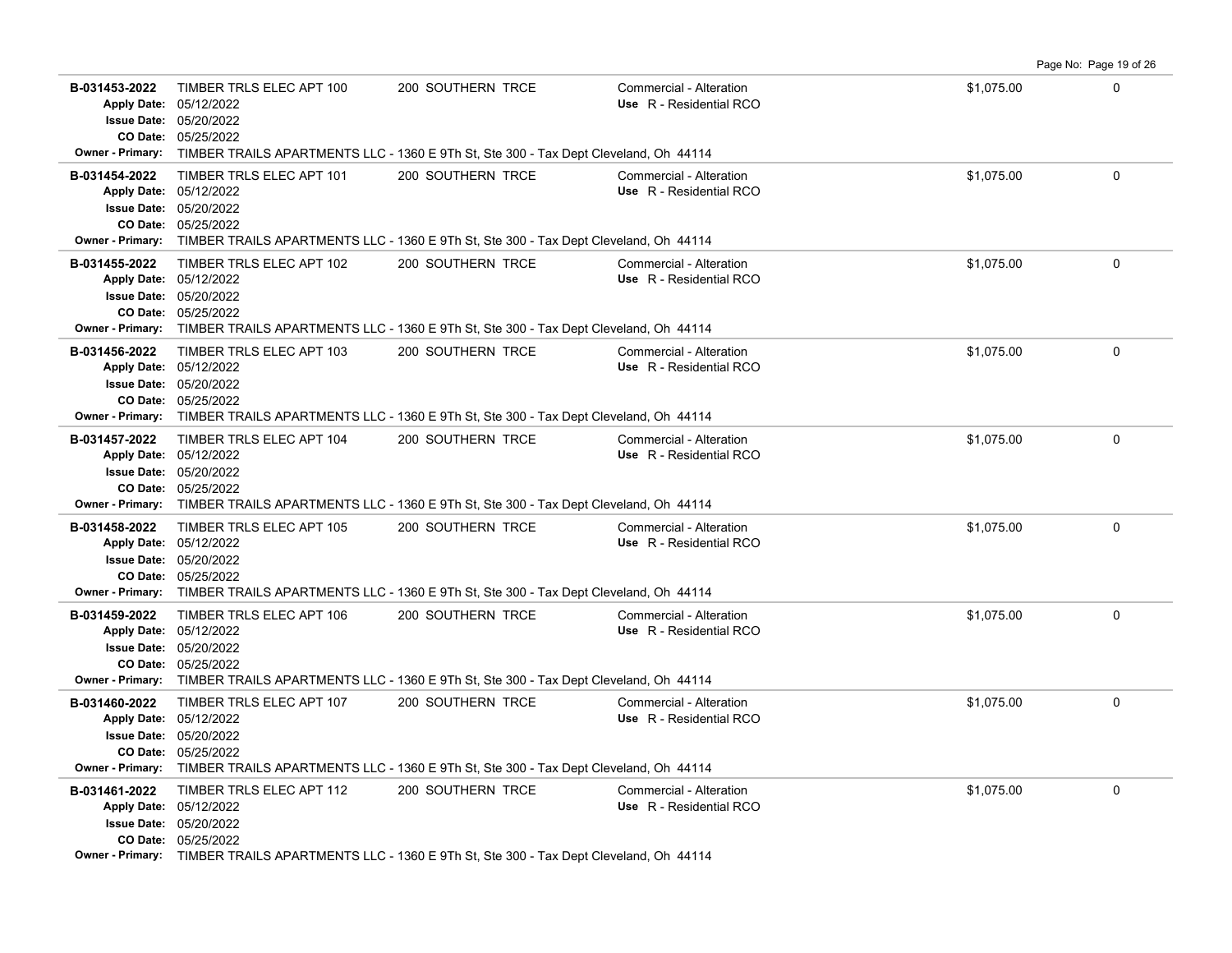| | | | | | |
|---|---|---|---|---|---|
| **B-031453-2022** | TIMBER TRLS ELEC APT 100 | 200 SOUTHERN TRCE | Commercial - Alteration | $1,075.00 | 0 |
| **Apply Date:** 05/12/2022 | | | **Use** R - Residential RCO | | |
| **Issue Date:** 05/20/2022 | | | | | |
| **CO Date:** 05/25/2022 | | | | | |
| **Owner - Primary:** | TIMBER TRAILS APARTMENTS LLC - 1360 E 9Th St, Ste 300 - Tax Dept Cleveland, Oh 44114 | | | | |
| **B-031454-2022** | TIMBER TRLS ELEC APT 101 | 200 SOUTHERN TRCE | Commercial - Alteration | $1,075.00 | 0 |
| **Apply Date:** 05/12/2022 | | | **Use** R - Residential RCO | | |
| **Issue Date:** 05/20/2022 | | | | | |
| **CO Date:** 05/25/2022 | | | | | |
| **Owner - Primary:** | TIMBER TRAILS APARTMENTS LLC - 1360 E 9Th St, Ste 300 - Tax Dept Cleveland, Oh 44114 | | | | |
| **B-031455-2022** | TIMBER TRLS ELEC APT 102 | 200 SOUTHERN TRCE | Commercial - Alteration | $1,075.00 | 0 |
| **Apply Date:** 05/12/2022 | | | **Use** R - Residential RCO | | |
| **Issue Date:** 05/20/2022 | | | | | |
| **CO Date:** 05/25/2022 | | | | | |
| **Owner - Primary:** | TIMBER TRAILS APARTMENTS LLC - 1360 E 9Th St, Ste 300 - Tax Dept Cleveland, Oh 44114 | | | | |
| **B-031456-2022** | TIMBER TRLS ELEC APT 103 | 200 SOUTHERN TRCE | Commercial - Alteration | $1,075.00 | 0 |
| **Apply Date:** 05/12/2022 | | | **Use** R - Residential RCO | | |
| **Issue Date:** 05/20/2022 | | | | | |
| **CO Date:** 05/25/2022 | | | | | |
| **Owner - Primary:** | TIMBER TRAILS APARTMENTS LLC - 1360 E 9Th St, Ste 300 - Tax Dept Cleveland, Oh 44114 | | | | |
| **B-031457-2022** | TIMBER TRLS ELEC APT 104 | 200 SOUTHERN TRCE | Commercial - Alteration | $1,075.00 | 0 |
| **Apply Date:** 05/12/2022 | | | **Use** R - Residential RCO | | |
| **Issue Date:** 05/20/2022 | | | | | |
| **CO Date:** 05/25/2022 | | | | | |
| **Owner - Primary:** | TIMBER TRAILS APARTMENTS LLC - 1360 E 9Th St, Ste 300 - Tax Dept Cleveland, Oh 44114 | | | | |
| **B-031458-2022** | TIMBER TRLS ELEC APT 105 | 200 SOUTHERN TRCE | Commercial - Alteration | $1,075.00 | 0 |
| **Apply Date:** 05/12/2022 | | | **Use** R - Residential RCO | | |
| **Issue Date:** 05/20/2022 | | | | | |
| **CO Date:** 05/25/2022 | | | | | |
| **Owner - Primary:** | TIMBER TRAILS APARTMENTS LLC - 1360 E 9Th St, Ste 300 - Tax Dept Cleveland, Oh 44114 | | | | |
| **B-031459-2022** | TIMBER TRLS ELEC APT 106 | 200 SOUTHERN TRCE | Commercial - Alteration | $1,075.00 | 0 |
| **Apply Date:** 05/12/2022 | | | **Use** R - Residential RCO | | |
| **Issue Date:** 05/20/2022 | | | | | |
| **CO Date:** 05/25/2022 | | | | | |
| **Owner - Primary:** | TIMBER TRAILS APARTMENTS LLC - 1360 E 9Th St, Ste 300 - Tax Dept Cleveland, Oh 44114 | | | | |
| **B-031460-2022** | TIMBER TRLS ELEC APT 107 | 200 SOUTHERN TRCE | Commercial - Alteration | $1,075.00 | 0 |
| **Apply Date:** 05/12/2022 | | | **Use** R - Residential RCO | | |
| **Issue Date:** 05/20/2022 | | | | | |
| **CO Date:** 05/25/2022 | | | | | |
| **Owner - Primary:** | TIMBER TRAILS APARTMENTS LLC - 1360 E 9Th St, Ste 300 - Tax Dept Cleveland, Oh 44114 | | | | |
| **B-031461-2022** | TIMBER TRLS ELEC APT 112 | 200 SOUTHERN TRCE | Commercial - Alteration | $1,075.00 | 0 |
| **Apply Date:** 05/12/2022 | | | **Use** R - Residential RCO | | |
| **Issue Date:** 05/20/2022 | | | | | |
| **CO Date:** 05/25/2022 | | | | | |
| **Owner - Primary:** | TIMBER TRAILS APARTMENTS LLC - 1360 E 9Th St, Ste 300 - Tax Dept Cleveland, Oh 44114 | | | | |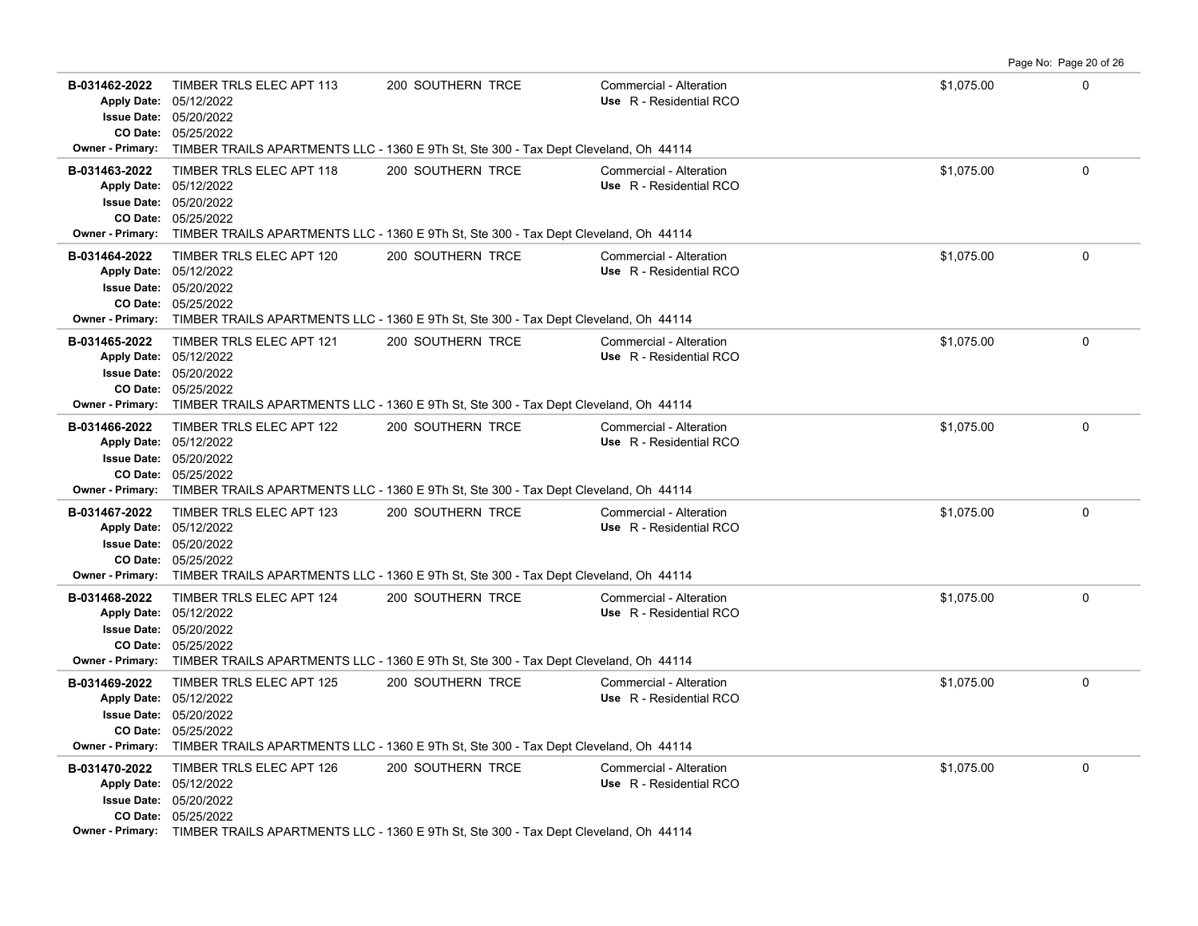| | | | | | |
|---|---|---|---|---|---|
| **B-031462-2022** | TIMBER TRLS ELEC APT 113 | 200 SOUTHERN TRCE | Commercial - Alteration | $1,075.00 | 0 |
| **Apply Date:** 05/12/2022 | | | **Use** R - Residential RCO | | |
| **Issue Date:** 05/20/2022 | | | | | |
| **CO Date:** 05/25/2022 | | | | | |
| **Owner - Primary:** | TIMBER TRAILS APARTMENTS LLC - 1360 E 9Th St, Ste 300 - Tax Dept Cleveland, Oh 44114 | | | | |
| **B-031463-2022** | TIMBER TRLS ELEC APT 118 | 200 SOUTHERN TRCE | Commercial - Alteration | $1,075.00 | 0 |
| **Apply Date:** 05/12/2022 | | | **Use** R - Residential RCO | | |
| **Issue Date:** 05/20/2022 | | | | | |
| **CO Date:** 05/25/2022 | | | | | |
| **Owner - Primary:** | TIMBER TRAILS APARTMENTS LLC - 1360 E 9Th St, Ste 300 - Tax Dept Cleveland, Oh 44114 | | | | |
| **B-031464-2022** | TIMBER TRLS ELEC APT 120 | 200 SOUTHERN TRCE | Commercial - Alteration | $1,075.00 | 0 |
| **Apply Date:** 05/12/2022 | | | **Use** R - Residential RCO | | |
| **Issue Date:** 05/20/2022 | | | | | |
| **CO Date:** 05/25/2022 | | | | | |
| **Owner - Primary:** | TIMBER TRAILS APARTMENTS LLC - 1360 E 9Th St, Ste 300 - Tax Dept Cleveland, Oh 44114 | | | | |
| **B-031465-2022** | TIMBER TRLS ELEC APT 121 | 200 SOUTHERN TRCE | Commercial - Alteration | $1,075.00 | 0 |
| **Apply Date:** 05/12/2022 | | | **Use** R - Residential RCO | | |
| **Issue Date:** 05/20/2022 | | | | | |
| **CO Date:** 05/25/2022 | | | | | |
| **Owner - Primary:** | TIMBER TRAILS APARTMENTS LLC - 1360 E 9Th St, Ste 300 - Tax Dept Cleveland, Oh 44114 | | | | |
| **B-031466-2022** | TIMBER TRLS ELEC APT 122 | 200 SOUTHERN TRCE | Commercial - Alteration | $1,075.00 | 0 |
| **Apply Date:** 05/12/2022 | | | **Use** R - Residential RCO | | |
| **Issue Date:** 05/20/2022 | | | | | |
| **CO Date:** 05/25/2022 | | | | | |
| **Owner - Primary:** | TIMBER TRAILS APARTMENTS LLC - 1360 E 9Th St, Ste 300 - Tax Dept Cleveland, Oh 44114 | | | | |
| **B-031467-2022** | TIMBER TRLS ELEC APT 123 | 200 SOUTHERN TRCE | Commercial - Alteration | $1,075.00 | 0 |
| **Apply Date:** 05/12/2022 | | | **Use** R - Residential RCO | | |
| **Issue Date:** 05/20/2022 | | | | | |
| **CO Date:** 05/25/2022 | | | | | |
| **Owner - Primary:** | TIMBER TRAILS APARTMENTS LLC - 1360 E 9Th St, Ste 300 - Tax Dept Cleveland, Oh 44114 | | | | |
| **B-031468-2022** | TIMBER TRLS ELEC APT 124 | 200 SOUTHERN TRCE | Commercial - Alteration | $1,075.00 | 0 |
| **Apply Date:** 05/12/2022 | | | **Use** R - Residential RCO | | |
| **Issue Date:** 05/20/2022 | | | | | |
| **CO Date:** 05/25/2022 | | | | | |
| **Owner - Primary:** | TIMBER TRAILS APARTMENTS LLC - 1360 E 9Th St, Ste 300 - Tax Dept Cleveland, Oh 44114 | | | | |
| **B-031469-2022** | TIMBER TRLS ELEC APT 125 | 200 SOUTHERN TRCE | Commercial - Alteration | $1,075.00 | 0 |
| **Apply Date:** 05/12/2022 | | | **Use** R - Residential RCO | | |
| **Issue Date:** 05/20/2022 | | | | | |
| **CO Date:** 05/25/2022 | | | | | |
| **Owner - Primary:** | TIMBER TRAILS APARTMENTS LLC - 1360 E 9Th St, Ste 300 - Tax Dept Cleveland, Oh 44114 | | | | |
| **B-031470-2022** | TIMBER TRLS ELEC APT 126 | 200 SOUTHERN TRCE | Commercial - Alteration | $1,075.00 | 0 |
| **Apply Date:** 05/12/2022 | | | **Use** R - Residential RCO | | |
| **Issue Date:** 05/20/2022 | | | | | |
| **CO Date:** 05/25/2022 | | | | | |
| **Owner - Primary:** | TIMBER TRAILS APARTMENTS LLC - 1360 E 9Th St, Ste 300 - Tax Dept Cleveland, Oh 44114 | | | | |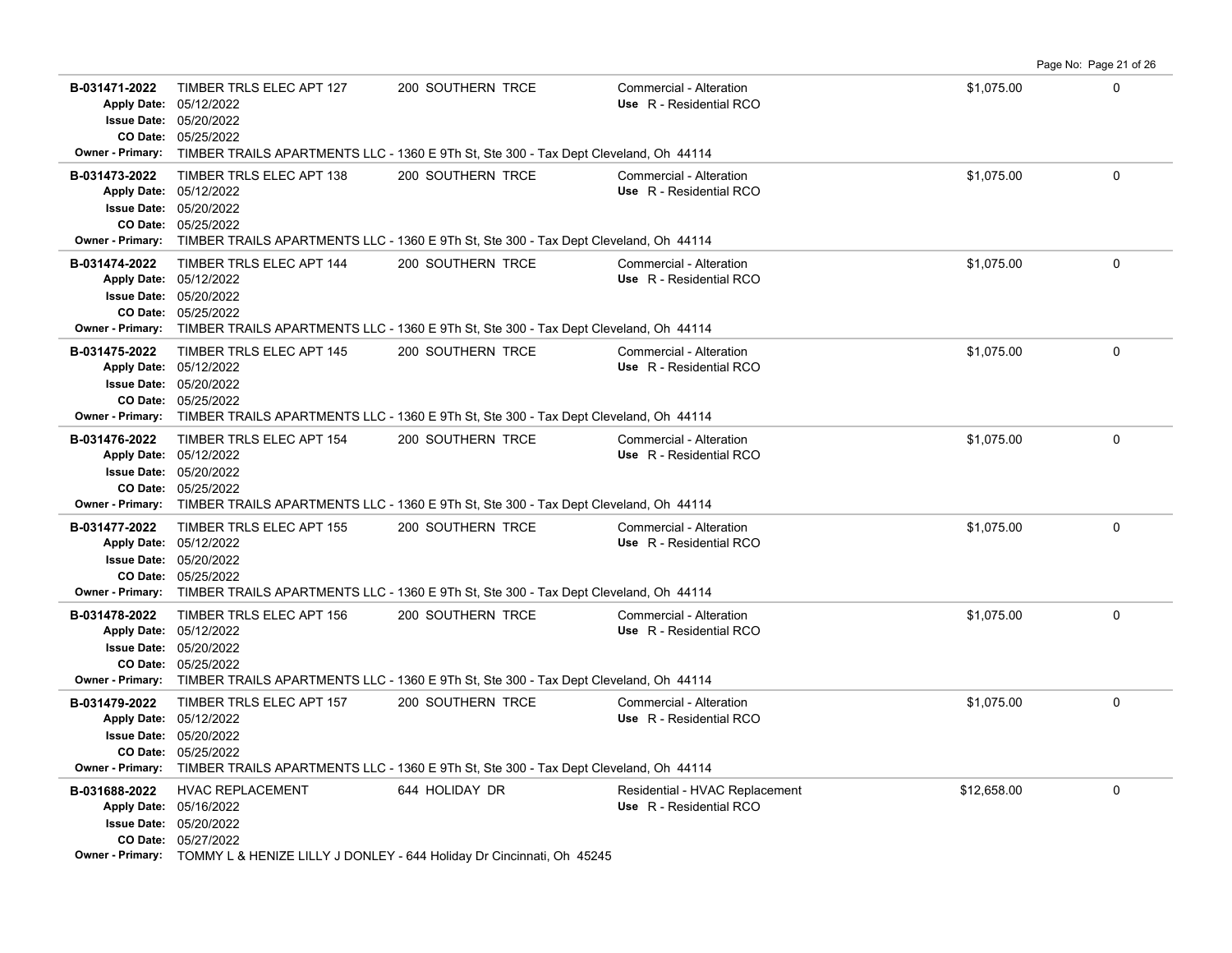| | | | | | |
|---|---|---|---|---|---|
| **B-031471-2022**<br>**Apply Date:** 05/12/2022<br>**Issue Date:** 05/20/2022<br>**CO Date:** 05/25/2022 | TIMBER TRLS ELEC APT 127 | 200 SOUTHERN TRCE | Commercial - Alteration<br>**Use** R - Residential RCO | $1,075.00 | 0 |
| **Owner - Primary:** TIMBER TRAILS APARTMENTS LLC - 1360 E 9Th St, Ste 300 - Tax Dept Cleveland, Oh 44114 | | | | | |
| **B-031473-2022**<br>**Apply Date:** 05/12/2022<br>**Issue Date:** 05/20/2022<br>**CO Date:** 05/25/2022 | TIMBER TRLS ELEC APT 138 | 200 SOUTHERN TRCE | Commercial - Alteration<br>**Use** R - Residential RCO | $1,075.00 | 0 |
| **Owner - Primary:** TIMBER TRAILS APARTMENTS LLC - 1360 E 9Th St, Ste 300 - Tax Dept Cleveland, Oh 44114 | | | | | |
| **B-031474-2022**<br>**Apply Date:** 05/12/2022<br>**Issue Date:** 05/20/2022<br>**CO Date:** 05/25/2022 | TIMBER TRLS ELEC APT 144 | 200 SOUTHERN TRCE | Commercial - Alteration<br>**Use** R - Residential RCO | $1,075.00 | 0 |
| **Owner - Primary:** TIMBER TRAILS APARTMENTS LLC - 1360 E 9Th St, Ste 300 - Tax Dept Cleveland, Oh 44114 | | | | | |
| **B-031475-2022**<br>**Apply Date:** 05/12/2022<br>**Issue Date:** 05/20/2022<br>**CO Date:** 05/25/2022 | TIMBER TRLS ELEC APT 145 | 200 SOUTHERN TRCE | Commercial - Alteration<br>**Use** R - Residential RCO | $1,075.00 | 0 |
| **Owner - Primary:** TIMBER TRAILS APARTMENTS LLC - 1360 E 9Th St, Ste 300 - Tax Dept Cleveland, Oh 44114 | | | | | |
| **B-031476-2022**<br>**Apply Date:** 05/12/2022<br>**Issue Date:** 05/20/2022<br>**CO Date:** 05/25/2022 | TIMBER TRLS ELEC APT 154 | 200 SOUTHERN TRCE | Commercial - Alteration<br>**Use** R - Residential RCO | $1,075.00 | 0 |
| **Owner - Primary:** TIMBER TRAILS APARTMENTS LLC - 1360 E 9Th St, Ste 300 - Tax Dept Cleveland, Oh 44114 | | | | | |
| **B-031477-2022**<br>**Apply Date:** 05/12/2022<br>**Issue Date:** 05/20/2022<br>**CO Date:** 05/25/2022 | TIMBER TRLS ELEC APT 155 | 200 SOUTHERN TRCE | Commercial - Alteration<br>**Use** R - Residential RCO | $1,075.00 | 0 |
| **Owner - Primary:** TIMBER TRAILS APARTMENTS LLC - 1360 E 9Th St, Ste 300 - Tax Dept Cleveland, Oh 44114 | | | | | |
| **B-031478-2022**<br>**Apply Date:** 05/12/2022<br>**Issue Date:** 05/20/2022<br>**CO Date:** 05/25/2022 | TIMBER TRLS ELEC APT 156 | 200 SOUTHERN TRCE | Commercial - Alteration<br>**Use** R - Residential RCO | $1,075.00 | 0 |
| **Owner - Primary:** TIMBER TRAILS APARTMENTS LLC - 1360 E 9Th St, Ste 300 - Tax Dept Cleveland, Oh 44114 | | | | | |
| **B-031479-2022**<br>**Apply Date:** 05/12/2022<br>**Issue Date:** 05/20/2022<br>**CO Date:** 05/25/2022 | TIMBER TRLS ELEC APT 157 | 200 SOUTHERN TRCE | Commercial - Alteration<br>**Use** R - Residential RCO | $1,075.00 | 0 |
| **Owner - Primary:** TIMBER TRAILS APARTMENTS LLC - 1360 E 9Th St, Ste 300 - Tax Dept Cleveland, Oh 44114 | | | | | |
| **B-031688-2022**<br>**Apply Date:** 05/16/2022<br>**Issue Date:** 05/20/2022<br>**CO Date:** 05/27/2022 | HVAC REPLACEMENT | 644 HOLIDAY DR | Residential - HVAC Replacement<br>**Use** R - Residential RCO | $12,658.00 | 0 |
| **Owner - Primary:** TOMMY L & HENIZE LILLY J DONLEY - 644 Holiday Dr Cincinnati, Oh 45245 | | | | | |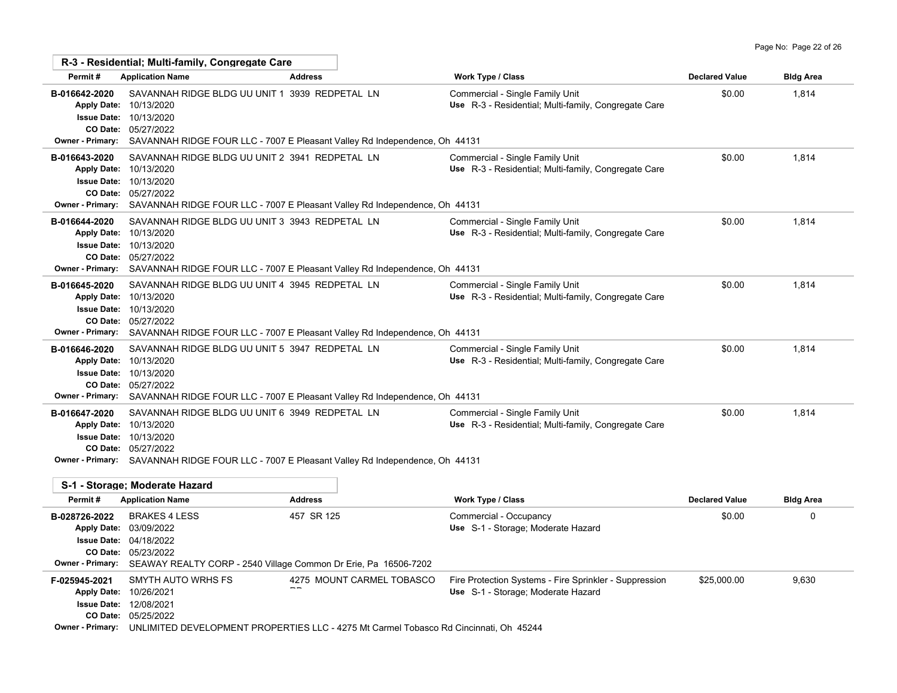## R-3 - Residential; Multi-family, Congregate Care

| Permit # | Application Name | Address | Work Type / Class | Declared Value | Bldg Area |
|---|---|---|---|---|---|
| B-016642-2020<br>Apply Date: 10/13/2020<br>Issue Date: 10/13/2020<br>CO Date: 05/27/2022<br>Owner - Primary: SAVANNAH RIDGE FOUR LLC - 7007 E Pleasant Valley Rd Independence, Oh 44131 | SAVANNAH RIDGE BLDG UU UNIT 1 | 3939 REDPETAL LN | Commercial - Single Family Unit<br>Use R-3 - Residential; Multi-family, Congregate Care | $0.00 | 1,814 |
| B-016643-2020<br>Apply Date: 10/13/2020<br>Issue Date: 10/13/2020<br>CO Date: 05/27/2022<br>Owner - Primary: SAVANNAH RIDGE FOUR LLC - 7007 E Pleasant Valley Rd Independence, Oh 44131 | SAVANNAH RIDGE BLDG UU UNIT 2 | 3941 REDPETAL LN | Commercial - Single Family Unit<br>Use R-3 - Residential; Multi-family, Congregate Care | $0.00 | 1,814 |
| B-016644-2020<br>Apply Date: 10/13/2020<br>Issue Date: 10/13/2020<br>CO Date: 05/27/2022<br>Owner - Primary: SAVANNAH RIDGE FOUR LLC - 7007 E Pleasant Valley Rd Independence, Oh 44131 | SAVANNAH RIDGE BLDG UU UNIT 3 | 3943 REDPETAL LN | Commercial - Single Family Unit<br>Use R-3 - Residential; Multi-family, Congregate Care | $0.00 | 1,814 |
| B-016645-2020<br>Apply Date: 10/13/2020<br>Issue Date: 10/13/2020<br>CO Date: 05/27/2022<br>Owner - Primary: SAVANNAH RIDGE FOUR LLC - 7007 E Pleasant Valley Rd Independence, Oh 44131 | SAVANNAH RIDGE BLDG UU UNIT 4 | 3945 REDPETAL LN | Commercial - Single Family Unit<br>Use R-3 - Residential; Multi-family, Congregate Care | $0.00 | 1,814 |
| B-016646-2020<br>Apply Date: 10/13/2020<br>Issue Date: 10/13/2020<br>CO Date: 05/27/2022<br>Owner - Primary: SAVANNAH RIDGE FOUR LLC - 7007 E Pleasant Valley Rd Independence, Oh 44131 | SAVANNAH RIDGE BLDG UU UNIT 5 | 3947 REDPETAL LN | Commercial - Single Family Unit<br>Use R-3 - Residential; Multi-family, Congregate Care | $0.00 | 1,814 |
| B-016647-2020<br>Apply Date: 10/13/2020<br>Issue Date: 10/13/2020<br>CO Date: 05/27/2022<br>Owner - Primary: SAVANNAH RIDGE FOUR LLC - 7007 E Pleasant Valley Rd Independence, Oh 44131 | SAVANNAH RIDGE BLDG UU UNIT 6 | 3949 REDPETAL LN | Commercial - Single Family Unit<br>Use R-3 - Residential; Multi-family, Congregate Care | $0.00 | 1,814 |

## S-1 - Storage; Moderate Hazard

| Permit # | Application Name | Address | Work Type / Class | Declared Value | Bldg Area |
|---|---|---|---|---|---|
| B-028726-2022<br>Apply Date: 03/09/2022<br>Issue Date: 04/18/2022<br>CO Date: 05/23/2022<br>Owner - Primary: SEAWAY REALTY CORP - 2540 Village Common Dr Erie, Pa 16506-7202 | BRAKES 4 LESS | 457 SR 125 | Commercial - Occupancy<br>Use S-1 - Storage; Moderate Hazard | $0.00 | 0 |
| F-025945-2021<br>Apply Date: 10/26/2021<br>Issue Date: 12/08/2021<br>CO Date: 05/25/2022<br>Owner - Primary: UNLIMITED DEVELOPMENT PROPERTIES LLC - 4275 Mt Carmel Tobasco Rd Cincinnati, Oh 45244 | SMYTH AUTO WRHS FS | 4275 MOUNT CARMEL TOBASCO RD | Fire Protection Systems - Fire Sprinkler - Suppression<br>Use S-1 - Storage; Moderate Hazard | $25,000.00 | 9,630 |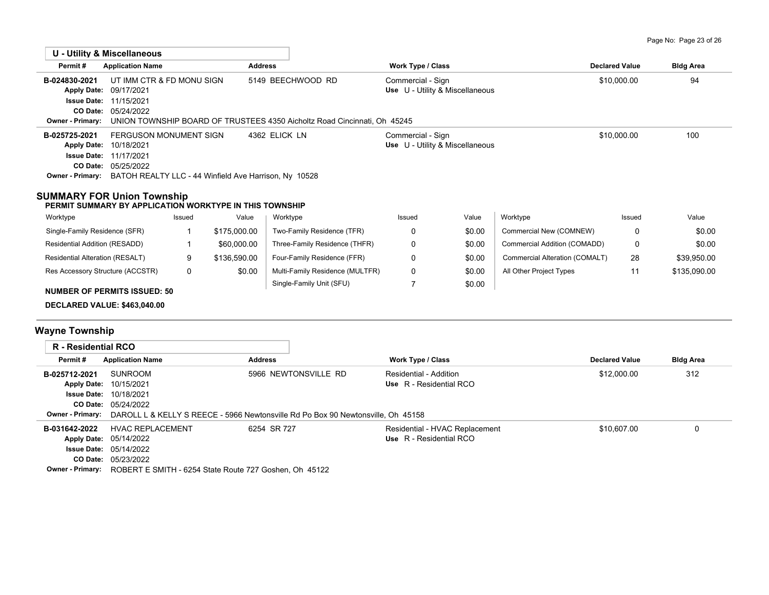### U - Utility & Miscellaneous

| Permit # | Application Name | Address | Work Type / Class | Declared Value | Bldg Area |
|---|---|---|---|---|---|
| B-024830-2021 | UT IMM CTR & FD MONU SIGN | 5149 BEECHWOOD RD | Commercial - Sign<br>Use U - Utility & Miscellaneous | $10,000.00 | 94 |
| Apply Date: 09/17/2021<br>Issue Date: 11/15/2021<br>CO Date: 05/24/2022<br>Owner - Primary: UNION TOWNSHIP BOARD OF TRUSTEES 4350 Aicholtz Road Cincinnati, Oh 45245 | | | | | |
| B-025725-2021 | FERGUSON MONUMENT SIGN | 4362 ELICK LN | Commercial - Sign<br>Use U - Utility & Miscellaneous | $10,000.00 | 100 |
| Apply Date: 10/18/2021<br>Issue Date: 11/17/2021<br>CO Date: 05/25/2022<br>Owner - Primary: BATOH REALTY LLC - 44 Winfield Ave Harrison, Ny 10528 | | | | | |

## SUMMARY FOR Union Township

**PERMIT SUMMARY BY APPLICATION WORKTYPE IN THIS TOWNSHIP**

| Worktype | Issued | Value | Worktype | Issued | Value | Worktype | Issued | Value |
|---|---|---|---|---|---|---|---|---|
| Single-Family Residence (SFR) | 1 | $175,000.00 | Two-Family Residence (TFR) | 0 | $0.00 | Commercial New (COMNEW) | 0 | $0.00 |
| Residential Addition (RESADD) | 1 | $60,000.00 | Three-Family Residence (THFR) | 0 | $0.00 | Commercial Addition (COMADD) | 0 | $0.00 |
| Residential Alteration (RESALT) | 9 | $136,590.00 | Four-Family Residence (FFR) | 0 | $0.00 | Commercial Alteration (COMALT) | 28 | $39,950.00 |
| Res Accessory Structure (ACCSTR) | 0 | $0.00 | Multi-Family Residence (MULTFR) | 0 | $0.00 | All Other Project Types | 11 | $135,090.00 |
| | | | Single-Family Unit (SFU) | 7 | $0.00 | | | |

**NUMBER OF PERMITS ISSUED: 50**

**DECLARED VALUE: $463,040.00**

## Wayne Township

### R - Residential RCO

| Permit # | Application Name | Address | Work Type / Class | Declared Value | Bldg Area |
|---|---|---|---|---|---|
| B-025712-2021 | SUNROOM | 5966 NEWTONSVILLE RD | Residential - Addition<br>Use R - Residential RCO | $12,000.00 | 312 |
| Apply Date: 10/15/2021<br>Issue Date: 10/18/2021<br>CO Date: 05/24/2022<br>Owner - Primary: DAROLL L & KELLY S REECE - 5966 Newtonsville Rd Po Box 90 Newtonsville, Oh 45158 | | | | | |
| B-031642-2022 | HVAC REPLACEMENT | 6254 SR 727 | Residential - HVAC Replacement<br>Use R - Residential RCO | $10,607.00 | 0 |
| Apply Date: 05/14/2022<br>Issue Date: 05/14/2022<br>CO Date: 05/23/2022<br>Owner - Primary: ROBERT E SMITH - 6254 State Route 727 Goshen, Oh 45122 | | | | | |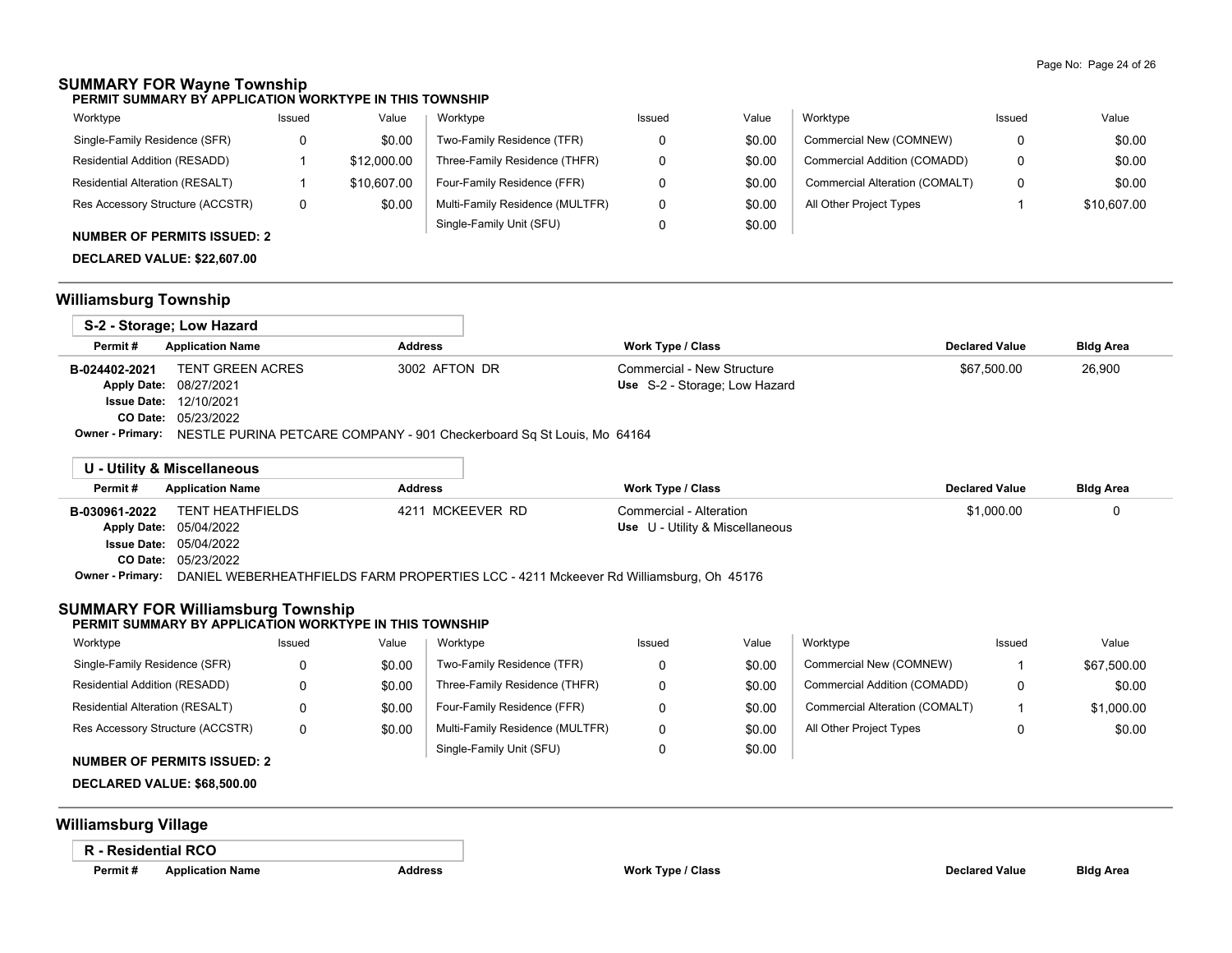## SUMMARY FOR Wayne Township

**PERMIT SUMMARY BY APPLICATION WORKTYPE IN THIS TOWNSHIP**

| Worktype | Issued | Value | Worktype | Issued | Value | Worktype | Issued | Value |
|---|---|---|---|---|---|---|---|---|
| Single-Family Residence (SFR) | 0 | $0.00 | Two-Family Residence (TFR) | 0 | $0.00 | Commercial New (COMNEW) | 0 | $0.00 |
| Residential Addition (RESADD) | 1 | $12,000.00 | Three-Family Residence (THFR) | 0 | $0.00 | Commercial Addition (COMADD) | 0 | $0.00 |
| Residential Alteration (RESALT) | 1 | $10,607.00 | Four-Family Residence (FFR) | 0 | $0.00 | Commercial Alteration (COMALT) | 0 | $0.00 |
| Res Accessory Structure (ACCSTR) | 0 | $0.00 | Multi-Family Residence (MULTFR) | 0 | $0.00 | All Other Project Types | 1 | $10,607.00 |
| | | | Single-Family Unit (SFU) | 0 | $0.00 | | | |

**NUMBER OF PERMITS ISSUED: 2**

**DECLARED VALUE: $22,607.00**

## Williamsburg Township

### S-2 - Storage; Low Hazard

| Permit # | Application Name | Address | Work Type / Class | Declared Value | Bldg Area |
|---|---|---|---|---|---|
| B-024402-2021 | TENT GREEN ACRES | 3002 AFTON DR | Commercial - New Structure<br>Use S-2 - Storage; Low Hazard | $67,500.00 | 26,900 |

**Apply Date:** 08/27/2021
**Issue Date:** 12/10/2021
**CO Date:** 05/23/2022
**Owner - Primary:** NESTLE PURINA PETCARE COMPANY - 901 Checkerboard Sq St Louis, Mo 64164

### U - Utility & Miscellaneous

| Permit # | Application Name | Address | Work Type / Class | Declared Value | Bldg Area |
|---|---|---|---|---|---|
| B-030961-2022 | TENT HEATHFIELDS | 4211 MCKEEVER RD | Commercial - Alteration<br>Use U - Utility & Miscellaneous | $1,000.00 | 0 |

**Apply Date:** 05/04/2022
**Issue Date:** 05/04/2022
**CO Date:** 05/23/2022
**Owner - Primary:** DANIEL WEBERHEATHFIELDS FARM PROPERTIES LCC - 4211 Mckeever Rd Williamsburg, Oh 45176

## SUMMARY FOR Williamsburg Township

**PERMIT SUMMARY BY APPLICATION WORKTYPE IN THIS TOWNSHIP**

| Worktype | Issued | Value | Worktype | Issued | Value | Worktype | Issued | Value |
|---|---|---|---|---|---|---|---|---|
| Single-Family Residence (SFR) | 0 | $0.00 | Two-Family Residence (TFR) | 0 | $0.00 | Commercial New (COMNEW) | 1 | $67,500.00 |
| Residential Addition (RESADD) | 0 | $0.00 | Three-Family Residence (THFR) | 0 | $0.00 | Commercial Addition (COMADD) | 0 | $0.00 |
| Residential Alteration (RESALT) | 0 | $0.00 | Four-Family Residence (FFR) | 0 | $0.00 | Commercial Alteration (COMALT) | 1 | $1,000.00 |
| Res Accessory Structure (ACCSTR) | 0 | $0.00 | Multi-Family Residence (MULTFR) | 0 | $0.00 | All Other Project Types | 0 | $0.00 |
| | | | Single-Family Unit (SFU) | 0 | $0.00 | | | |

**NUMBER OF PERMITS ISSUED: 2**

**DECLARED VALUE: $68,500.00**

## Williamsburg Village

### R - Residential RCO

| Permit # | Application Name | Address | Work Type / Class | Declared Value | Bldg Area |
|---|---|---|---|---|---|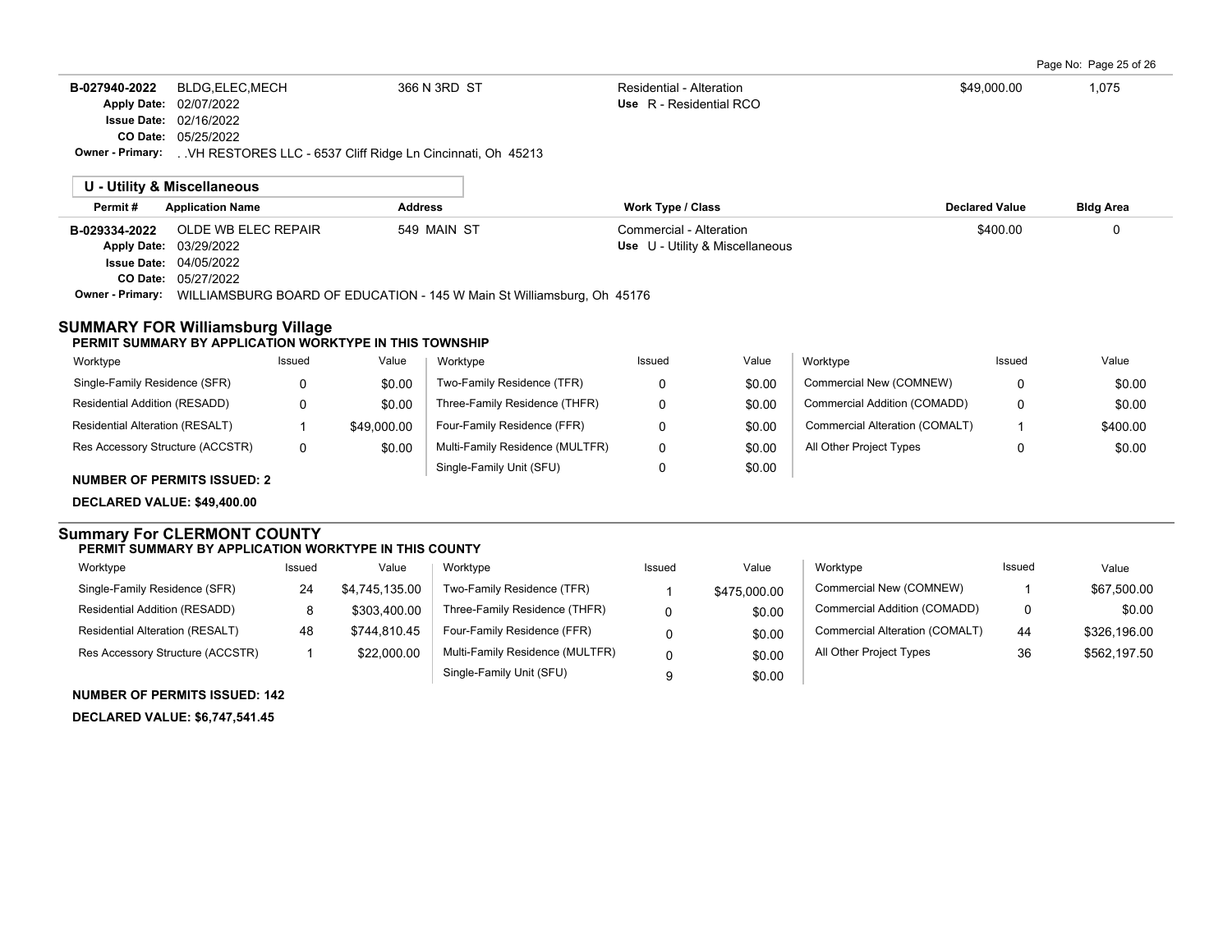| | | | | | |
|---|---|---|---|---|---|
| **B-027940-2022** | BLDG,ELEC,MECH | 366 N 3RD ST | Residential - Alteration | $49,000.00 | 1,075 |
| **Apply Date:** 02/07/2022 | | | **Use** R - Residential RCO | | |
| **Issue Date:** 02/16/2022 | | | | | |
| **CO Date:** 05/25/2022 | | | | | |
| **Owner - Primary:** . .VH RESTORES LLC - 6537 Cliff Ridge Ln Cincinnati, Oh 45213 | | | | | |

### U - Utility & Miscellaneous

| Permit # | Application Name | Address | Work Type / Class | Declared Value | Bldg Area |
|---|---|---|---|---|---|
| **B-029334-2022** | OLDE WB ELEC REPAIR | 549 MAIN ST | Commercial - Alteration | $400.00 | 0 |
| **Apply Date:** 03/29/2022 | | | **Use** U - Utility & Miscellaneous | | |
| **Issue Date:** 04/05/2022 | | | | | |
| **CO Date:** 05/27/2022 | | | | | |
| **Owner - Primary:** WILLIAMSBURG BOARD OF EDUCATION - 145 W Main St Williamsburg, Oh 45176 | | | | | |

## SUMMARY FOR Williamsburg Village

**PERMIT SUMMARY BY APPLICATION WORKTYPE IN THIS TOWNSHIP**

| Worktype | Issued | Value | Worktype | Issued | Value | Worktype | Issued | Value |
|---|---|---|---|---|---|---|---|---|
| Single-Family Residence (SFR) | 0 | $0.00 | Two-Family Residence (TFR) | 0 | $0.00 | Commercial New (COMNEW) | 0 | $0.00 |
| Residential Addition (RESADD) | 0 | $0.00 | Three-Family Residence (THFR) | 0 | $0.00 | Commercial Addition (COMADD) | 0 | $0.00 |
| Residential Alteration (RESALT) | 1 | $49,000.00 | Four-Family Residence (FFR) | 0 | $0.00 | Commercial Alteration (COMALT) | 1 | $400.00 |
| Res Accessory Structure (ACCSTR) | 0 | $0.00 | Multi-Family Residence (MULTFR) | 0 | $0.00 | All Other Project Types | 0 | $0.00 |
| | | | Single-Family Unit (SFU) | 0 | $0.00 | | | |

**NUMBER OF PERMITS ISSUED: 2**

**DECLARED VALUE: $49,400.00**

## Summary For CLERMONT COUNTY

**PERMIT SUMMARY BY APPLICATION WORKTYPE IN THIS COUNTY**

| Worktype | Issued | Value | Worktype | Issued | Value | Worktype | Issued | Value |
|---|---|---|---|---|---|---|---|---|
| Single-Family Residence (SFR) | 24 | $4,745,135.00 | Two-Family Residence (TFR) | 1 | $475,000.00 | Commercial New (COMNEW) | 1 | $67,500.00 |
| Residential Addition (RESADD) | 8 | $303,400.00 | Three-Family Residence (THFR) | 0 | $0.00 | Commercial Addition (COMADD) | 0 | $0.00 |
| Residential Alteration (RESALT) | 48 | $744,810.45 | Four-Family Residence (FFR) | 0 | $0.00 | Commercial Alteration (COMALT) | 44 | $326,196.00 |
| Res Accessory Structure (ACCSTR) | 1 | $22,000.00 | Multi-Family Residence (MULTFR) | 0 | $0.00 | All Other Project Types | 36 | $562,197.50 |
| | | | Single-Family Unit (SFU) | 9 | $0.00 | | | |

**NUMBER OF PERMITS ISSUED: 142**

**DECLARED VALUE: $6,747,541.45**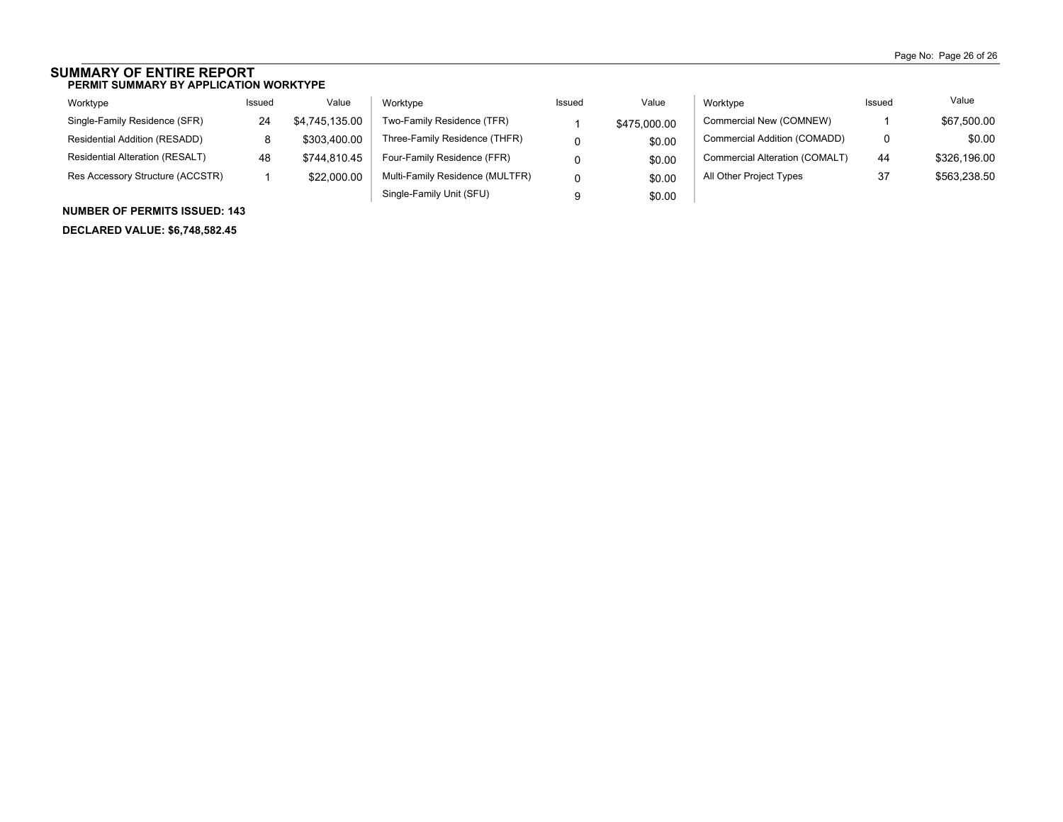# SUMMARY OF ENTIRE REPORT

## PERMIT SUMMARY BY APPLICATION WORKTYPE

| Worktype | Issued | Value | Worktype | Issued | Value | Worktype | Issued | Value |
|---|---|---|---|---|---|---|---|---|
| Single-Family Residence (SFR) | 24 | $4,745,135.00 | Two-Family Residence (TFR) | 1 | $475,000.00 | Commercial New (COMNEW) | 1 | $67,500.00 |
| Residential Addition (RESADD) | 8 | $303,400.00 | Three-Family Residence (THFR) | 0 | $0.00 | Commercial Addition (COMADD) | 0 | $0.00 |
| Residential Alteration (RESALT) | 48 | $744,810.45 | Four-Family Residence (FFR) | 0 | $0.00 | Commercial Alteration (COMALT) | 44 | $326,196.00 |
| Res Accessory Structure (ACCSTR) | 1 | $22,000.00 | Multi-Family Residence (MULTFR) | 0 | $0.00 | All Other Project Types | 37 | $563,238.50 |
| | | | Single-Family Unit (SFU) | 9 | $0.00 | | | |

**NUMBER OF PERMITS ISSUED: 143**

**DECLARED VALUE: $6,748,582.45**